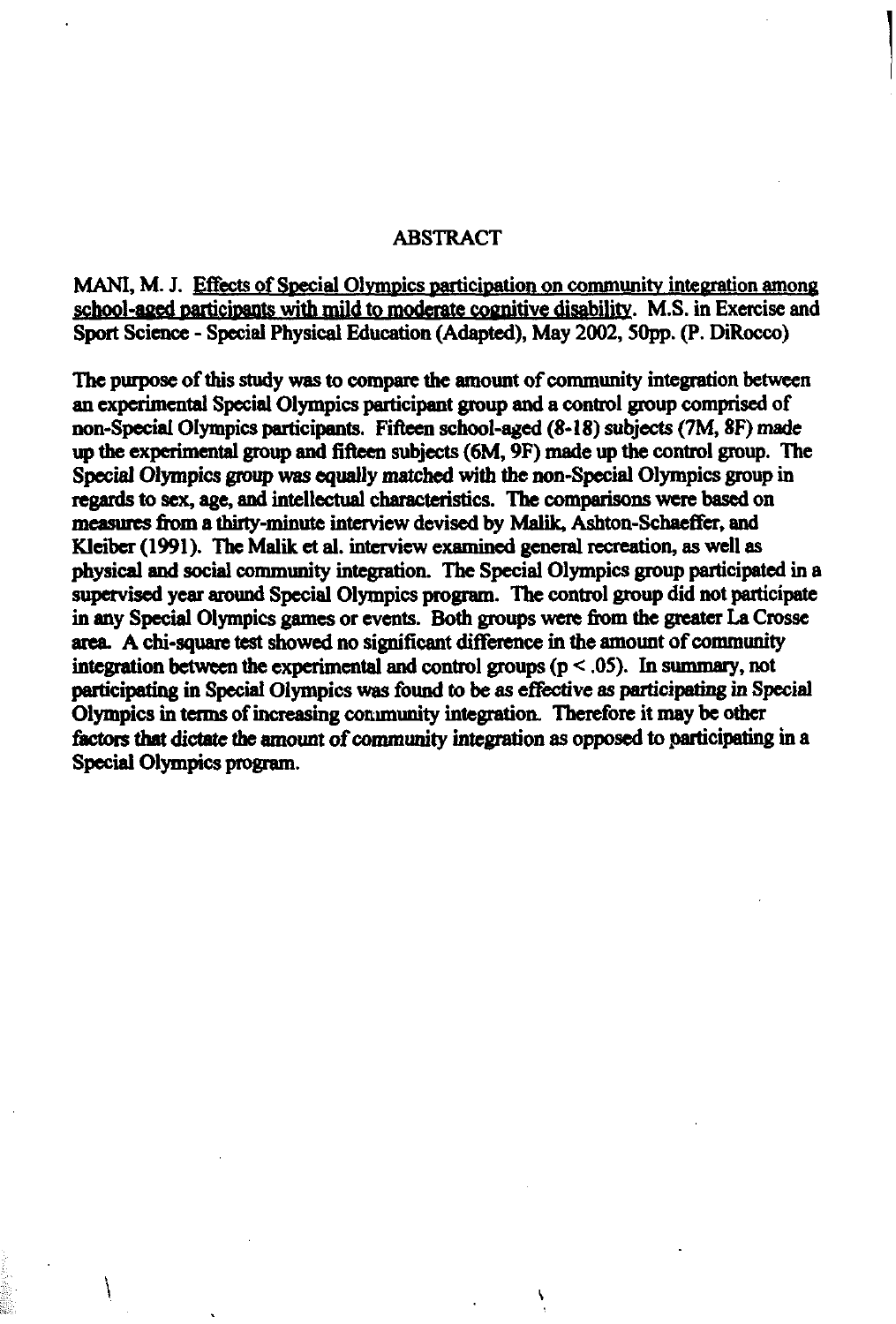# ABSTRACT

MANI, M. J. Effects of Special Olympics participation on community integration among school-aged participants with mild to moderate cognitive disability. M.S. in Exercise and Sport Science - Special Physical Education (Adapted), May 2002, 50pp. (P. DiRocco)

The purpose of this study was to compare the amount of community integration between an experimental Special Olympics participant group and a control group comprised of non-Special Olympics participants. Fifteen school-aged (8-18) subjects (7M, 8F) made up the experimental group and fifteen subjects (6M, 9F) made up the control group. The Special Olympics group was equally matched with the non-Special Olympics group in regards to sex, age, and intellectual characteristics. The comparisons were based on measures from a thirty-minute interview devised by Malik, Ashton-Schaeffer, and Kleiber (1991). The Malik et al. interview examined general recreation, as well as physical and social community integration. The Special Olympics group participated in a supervised year around Special Olympics program. The control group did not participate in any Special Olympics games or events. Both groups were from the greater La Crosse area. A chi-square test showed no significant difference in the amount of community integration between the experimental and control groups ($p < .05$). In summary, not participating in Special Olympics was found to be as effective as participating in Special Olympics in terms of increasing community integration. Therefore it may be other factors that dictate the amount of community integration as opposed to participating in a Special Olympics program.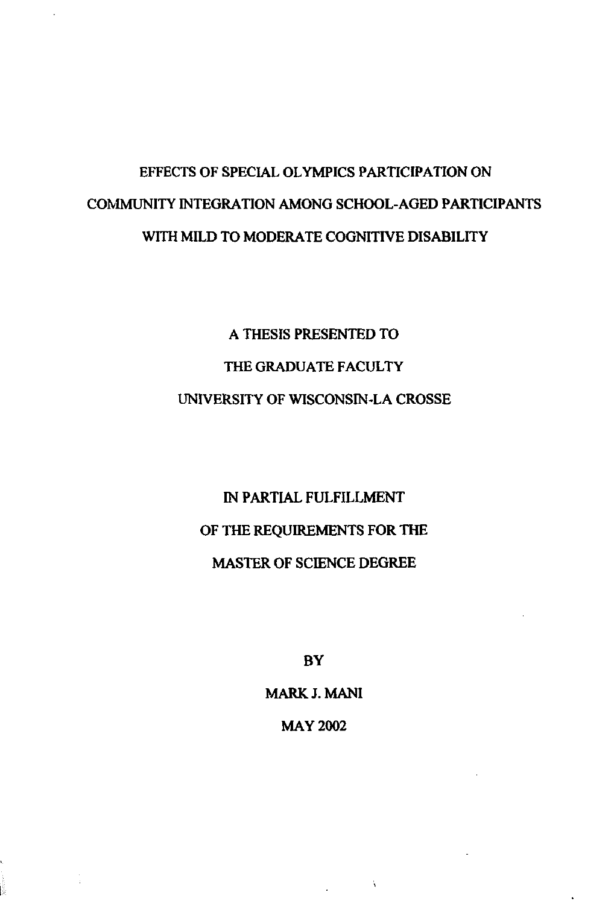# EFFECTS OF SPECIAL OLYMPICS PARTICIPATION ON COMMUNITY INTEGRATION AMONG SCHOOL-AGED PARTICIPANTS WITH MILD TO MODERATE COGNITIVE DISABILITY

A THESIS PRESENTED TO

THE GRADUATE FACULTY

UNIVERSITY OF WISCONSIN-LA CROSSE

IN PARTIAL FULFILLMENT

OF THE REQUIREMENTS FOR THE

MASTER OF SCIENCE DEGREE

BY

MARK J. MANI

MAY 2002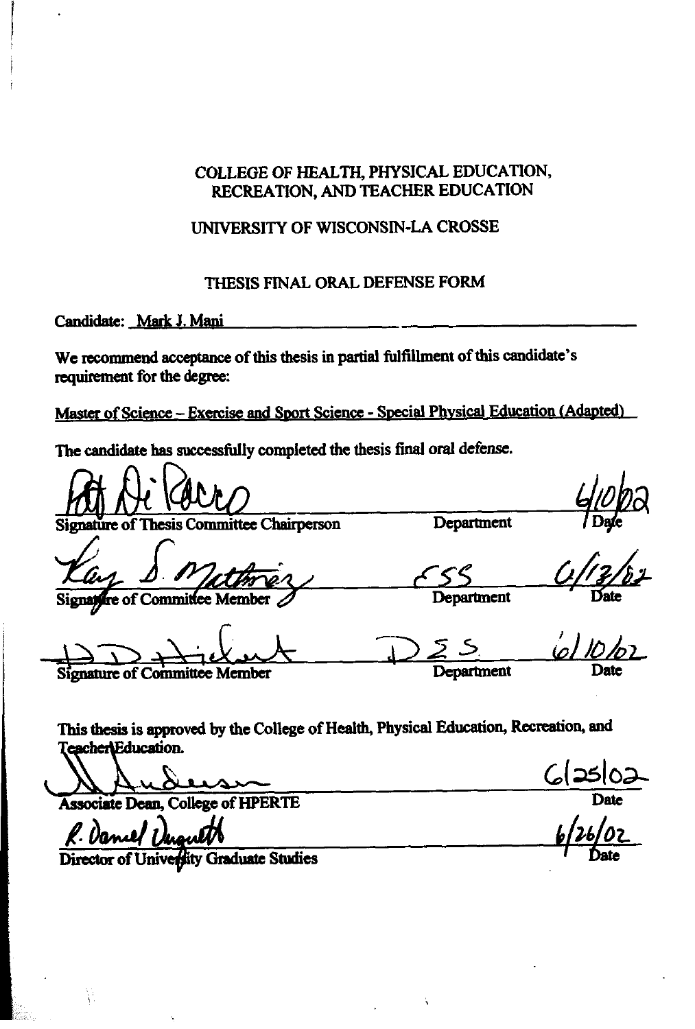COLLEGE OF HEALTH, PHYSICAL EDUCATION, RECREATION, AND TEACHER EDUCATION

UNIVERSITY OF WISCONSIN-LA CROSSE

THESIS FINAL ORAL DEFENSE FORM

Candidate: Mark J. Mani

We recommend acceptance of this thesis in partial fulfillment of this candidate's requirement for the degree:

Master of Science – Exercise and Sport Science - Special Physical Education (Adapted)

The candidate has successfully completed the thesis final oral defense.

| | | |
|---|---|---|
| Pat Di Rocco | | 6/10/02 |
| Signature of Thesis Committee Chairperson | Department | Date |
| Kay S. Mattherz | ESS | 6/13/02 |
| Signature of Committee Member | Department | Date |
| D D Hickert | ESS | 6/10/02 |
| Signature of Committee Member | Department | Date |

This thesis is approved by the College of Health, Physical Education, Recreation, and Teacher Education.

| | |
|---|---|
| V Anderson | 6/25/02 |
| Associate Dean, College of HPERTE | Date |
| R. Daniel Duquette | 6/26/02 |
| Director of University Graduate Studies | Date |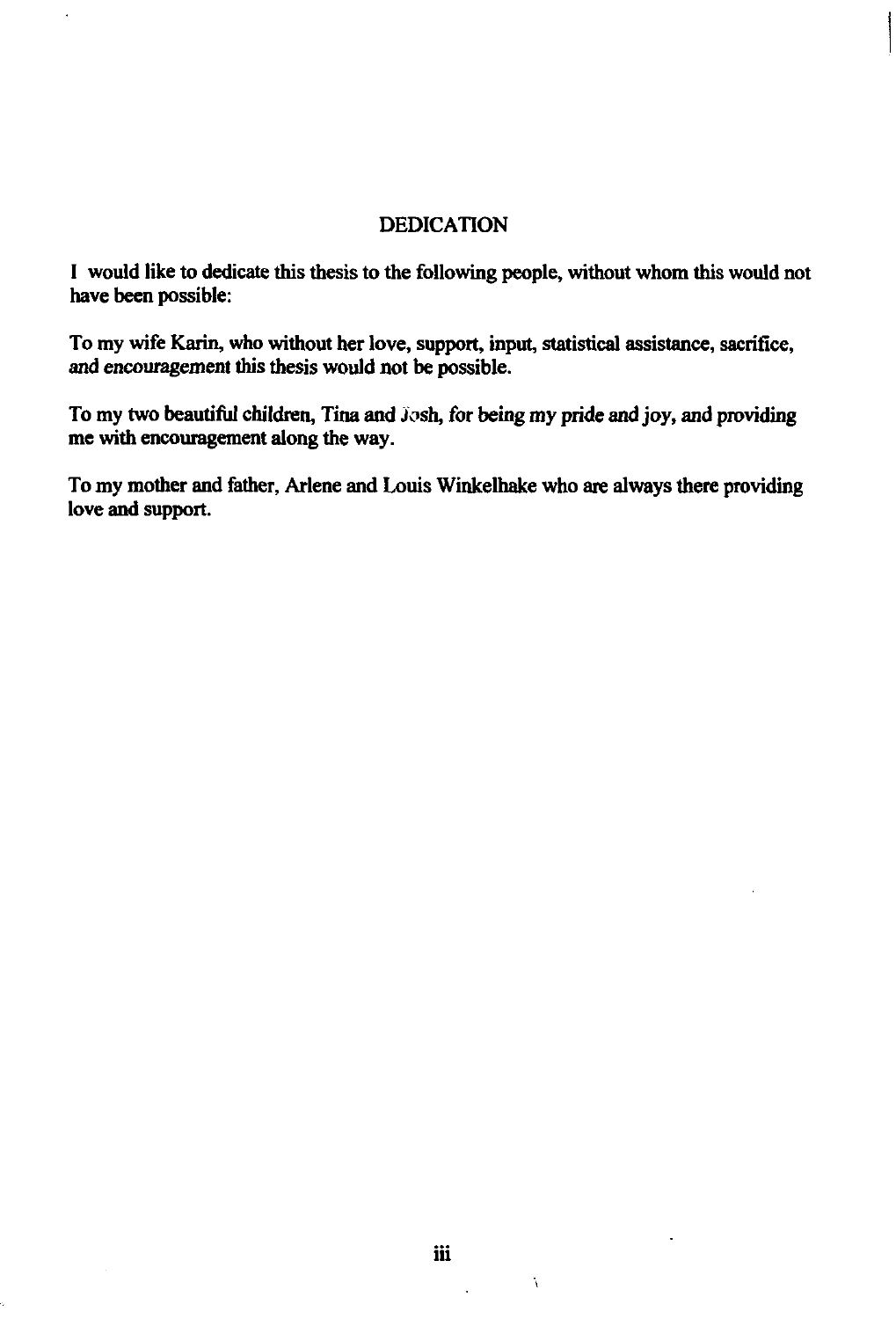# DEDICATION

I would like to dedicate this thesis to the following people, without whom this would not have been possible:

To my wife Karin, who without her love, support, input, statistical assistance, sacrifice, and encouragement this thesis would not be possible.

To my two beautiful children, Tina and Josh, for being my pride and joy, and providing me with encouragement along the way.

To my mother and father, Arlene and Louis Winkelhake who are always there providing love and support.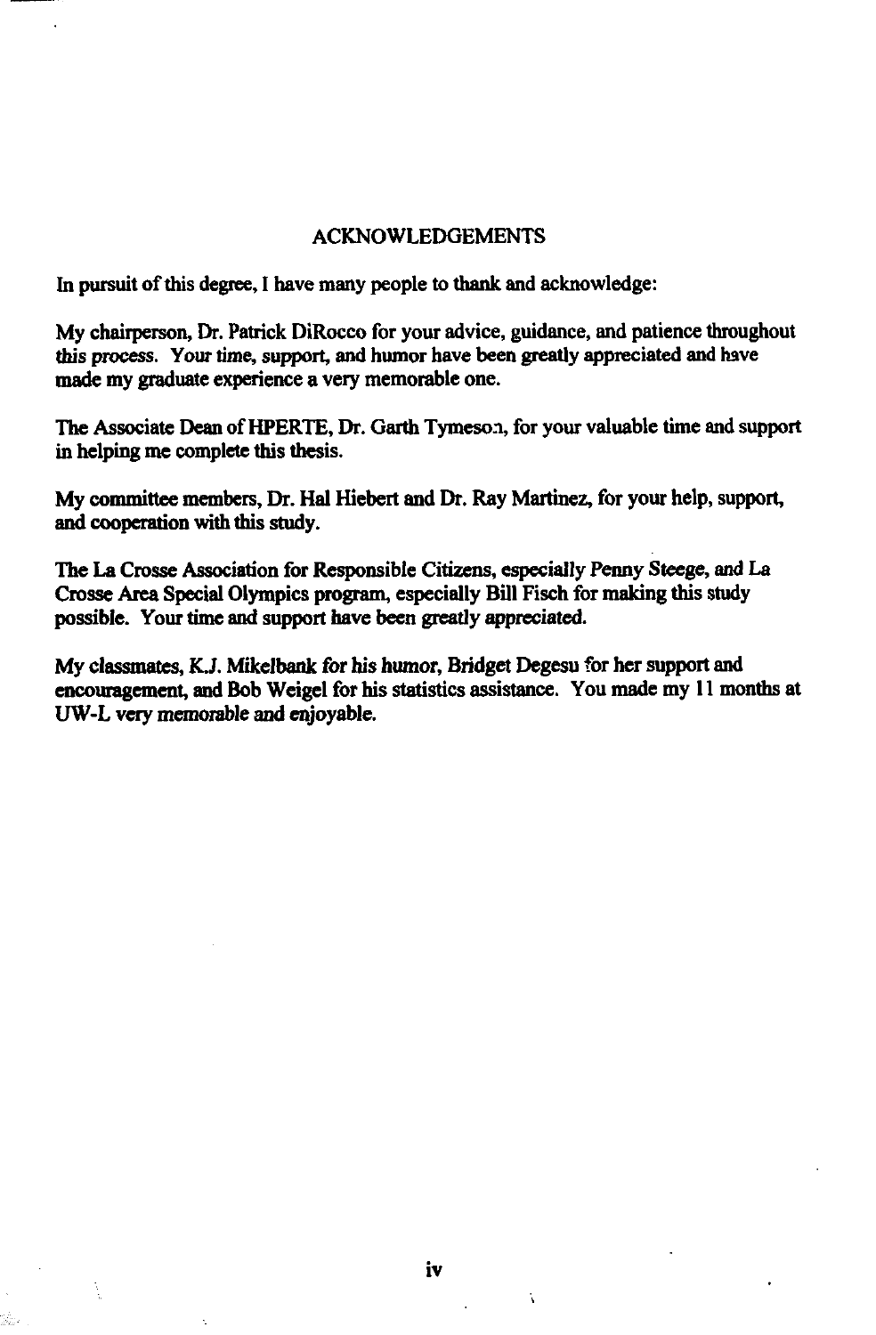## ACKNOWLEDGEMENTS

In pursuit of this degree, I have many people to thank and acknowledge:

My chairperson, Dr. Patrick DiRocco for your advice, guidance, and patience throughout this process. Your time, support, and humor have been greatly appreciated and have made my graduate experience a very memorable one.

The Associate Dean of HPERTE, Dr. Garth Tymeson, for your valuable time and support in helping me complete this thesis.

My committee members, Dr. Hal Hiebert and Dr. Ray Martinez, for your help, support, and cooperation with this study.

The La Crosse Association for Responsible Citizens, especially Penny Steege, and La Crosse Area Special Olympics program, especially Bill Fisch for making this study possible. Your time and support have been greatly appreciated.

My classmates, K.J. Mikelbank for his humor, Bridget Degesu for her support and encouragement, and Bob Weigel for his statistics assistance. You made my 11 months at UW-L very memorable and enjoyable.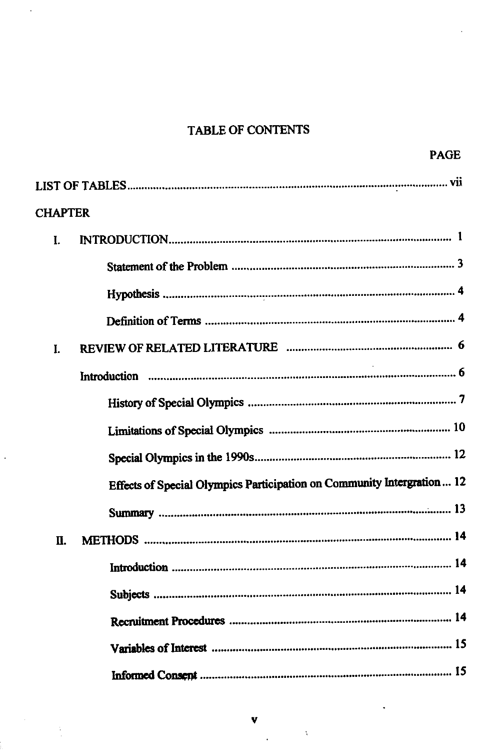# TABLE OF CONTENTS

PAGE

LIST OF TABLES ........................................................................................................ vii

CHAPTER

I. INTRODUCTION ........................................................................................ 1

  Statement of the Problem ........................................................................ 3

  Hypothesis ............................................................................................... 4

  Definition of Terms .................................................................................. 4

I. REVIEW OF RELATED LITERATURE ...................................................... 6

  Introduction .............................................................................................. 6

  History of Special Olympics ..................................................................... 7

  Limitations of Special Olympics ............................................................ 10

  Special Olympics in the 1990s ................................................................ 12

  Effects of Special Olympics Participation on Community Intergration ... 12

  Summary ................................................................................................ 13

II. METHODS ................................................................................................ 14

  Introduction ............................................................................................ 14

  Subjects .................................................................................................. 14

  Recruitment Procedures ......................................................................... 14

  Variables of Interest ............................................................................... 15

  Informed Consent ................................................................................... 15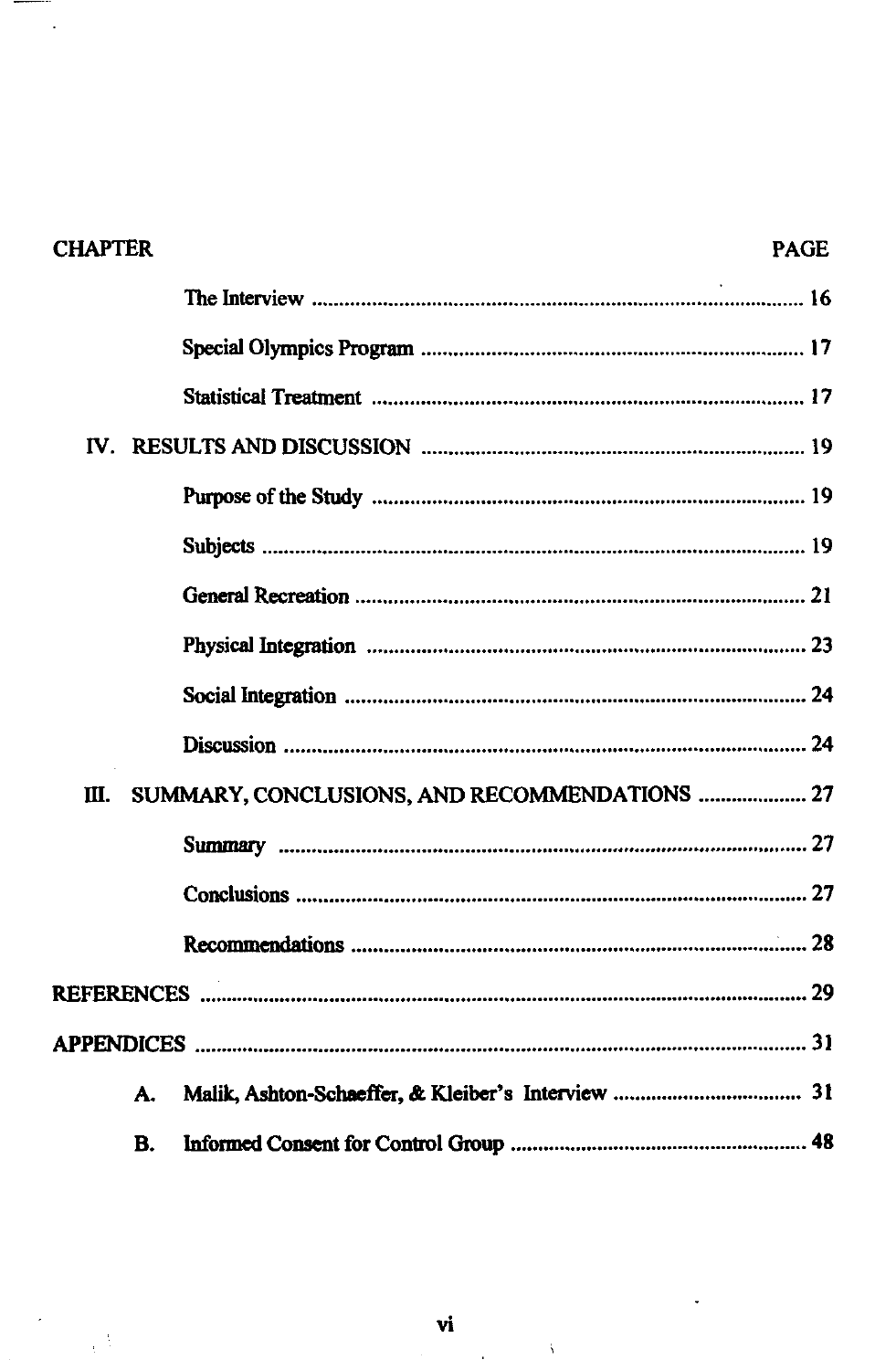| CHAPTER | | PAGE |
| --- | --- | --- |
| | The Interview | 16 |
| | Special Olympics Program | 17 |
| | Statistical Treatment | 17 |
| IV. | RESULTS AND DISCUSSION | 19 |
| | Purpose of the Study | 19 |
| | Subjects | 19 |
| | General Recreation | 21 |
| | Physical Integration | 23 |
| | Social Integration | 24 |
| | Discussion | 24 |
| III. | SUMMARY, CONCLUSIONS, AND RECOMMENDATIONS | 27 |
| | Summary | 27 |
| | Conclusions | 27 |
| | Recommendations | 28 |
| REFERENCES | | 29 |
| APPENDICES | | 31 |
| A. | Malik, Ashton-Schaeffer, & Kleiber's Interview | 31 |
| B. | Informed Consent for Control Group | 48 |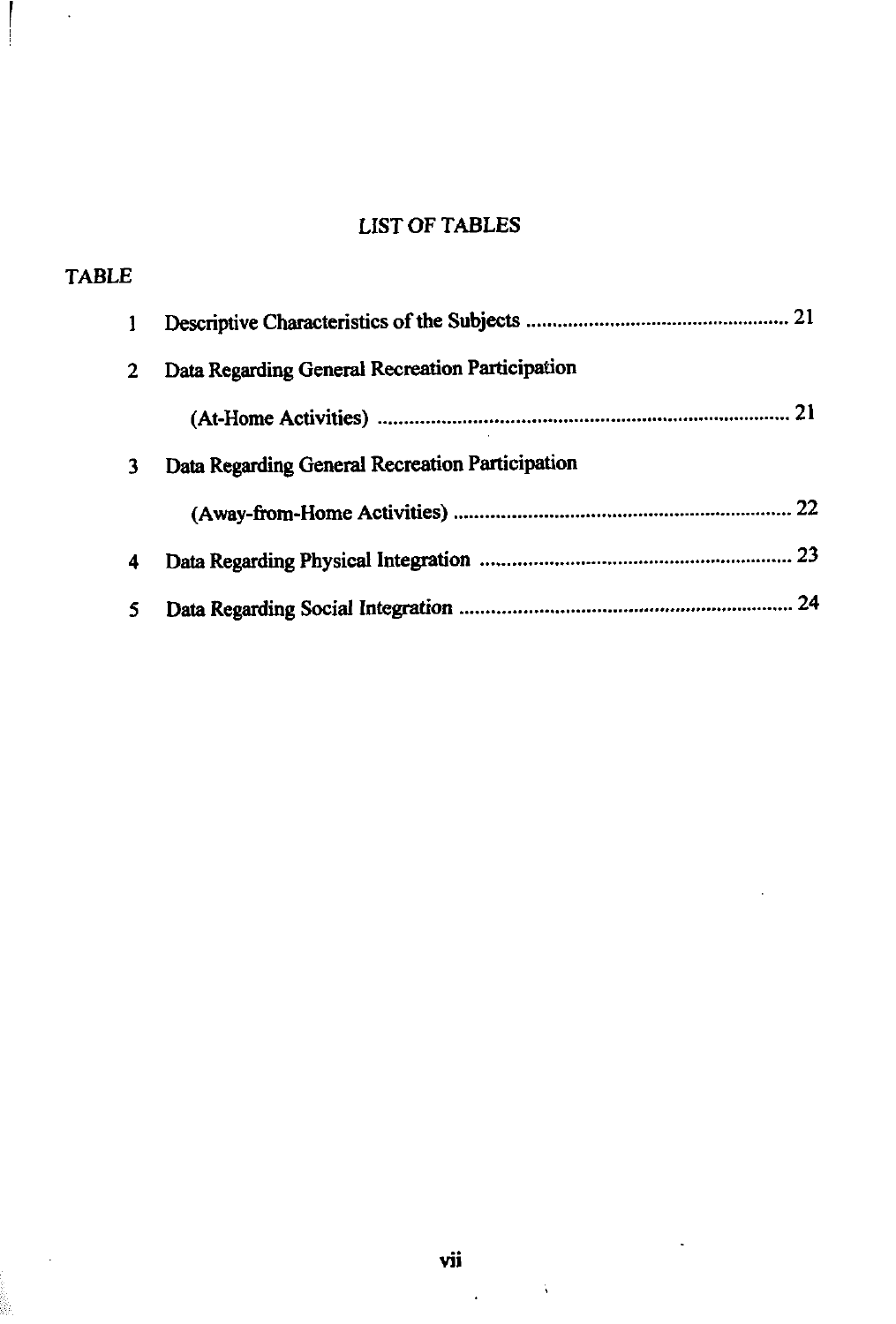# LIST OF TABLES

TABLE

| | | |
|---|---|---|
| 1 | Descriptive Characteristics of the Subjects | 21 |
| 2 | Data Regarding General Recreation Participation (At-Home Activities) | 21 |
| 3 | Data Regarding General Recreation Participation (Away-from-Home Activities) | 22 |
| 4 | Data Regarding Physical Integration | 23 |
| 5 | Data Regarding Social Integration | 24 |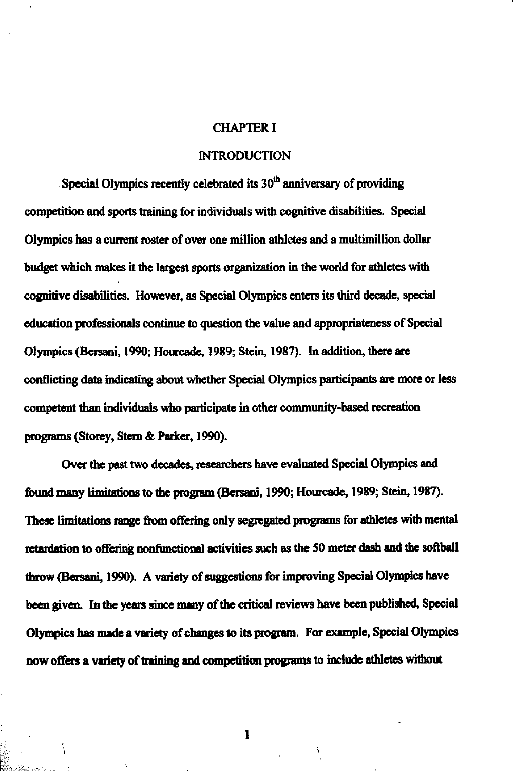# CHAPTER I

## INTRODUCTION

Special Olympics recently celebrated its $30^{th}$ anniversary of providing competition and sports training for individuals with cognitive disabilities. Special Olympics has a current roster of over one million athletes and a multimillion dollar budget which makes it the largest sports organization in the world for athletes with cognitive disabilities. However, as Special Olympics enters its third decade, special education professionals continue to question the value and appropriateness of Special Olympics (Bersani, 1990; Hourcade, 1989; Stein, 1987). In addition, there are conflicting data indicating about whether Special Olympics participants are more or less competent than individuals who participate in other community-based recreation programs (Storey, Stern & Parker, 1990).

Over the past two decades, researchers have evaluated Special Olympics and found many limitations to the program (Bersani, 1990; Hourcade, 1989; Stein, 1987). These limitations range from offering only segregated programs for athletes with mental retardation to offering nonfunctional activities such as the 50 meter dash and the softball throw (Bersani, 1990). A variety of suggestions for improving Special Olympics have been given. In the years since many of the critical reviews have been published, Special Olympics has made a variety of changes to its program. For example, Special Olympics now offers a variety of training and competition programs to include athletes without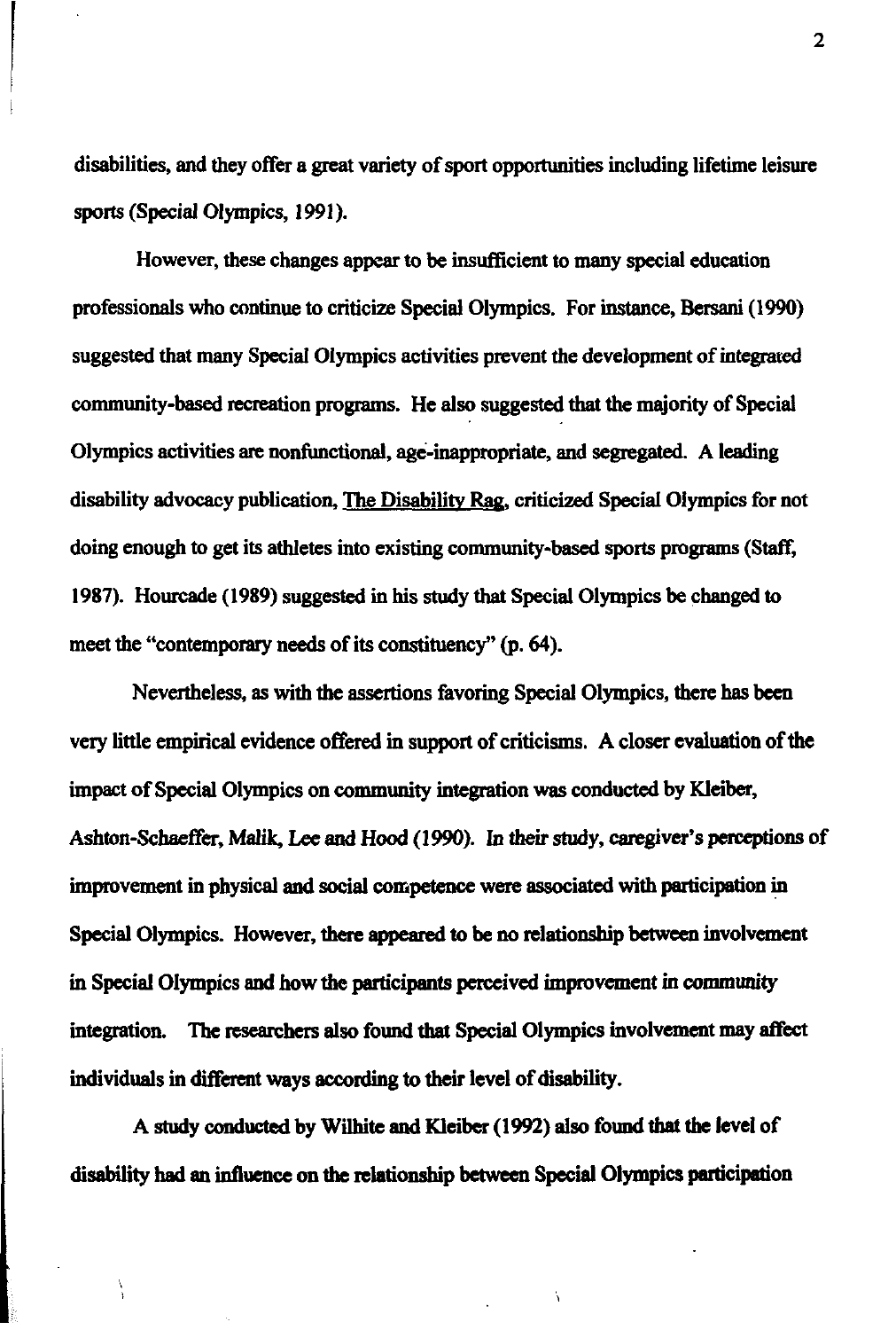disabilities, and they offer a great variety of sport opportunities including lifetime leisure sports (Special Olympics, 1991).

However, these changes appear to be insufficient to many special education professionals who continue to criticize Special Olympics. For instance, Bersani (1990) suggested that many Special Olympics activities prevent the development of integrated community-based recreation programs. He also suggested that the majority of Special Olympics activities are nonfunctional, age-inappropriate, and segregated. A leading disability advocacy publication, The Disability Rag, criticized Special Olympics for not doing enough to get its athletes into existing community-based sports programs (Staff, 1987). Hourcade (1989) suggested in his study that Special Olympics be changed to meet the "contemporary needs of its constituency" (p. 64).

Nevertheless, as with the assertions favoring Special Olympics, there has been very little empirical evidence offered in support of criticisms. A closer evaluation of the impact of Special Olympics on community integration was conducted by Kleiber, Ashton-Schaeffer, Malik, Lee and Hood (1990). In their study, caregiver's perceptions of improvement in physical and social competence were associated with participation in Special Olympics. However, there appeared to be no relationship between involvement in Special Olympics and how the participants perceived improvement in community integration. The researchers also found that Special Olympics involvement may affect individuals in different ways according to their level of disability.

A study conducted by Wilhite and Kleiber (1992) also found that the level of disability had an influence on the relationship between Special Olympics participation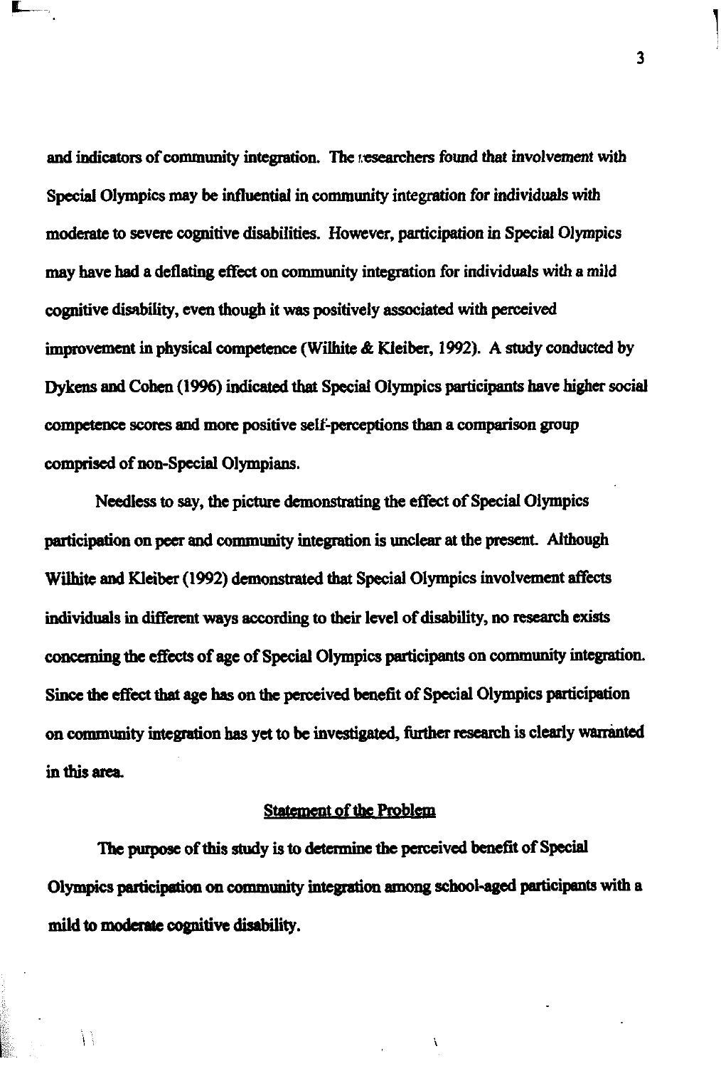and indicators of community integration. The researchers found that involvement with Special Olympics may be influential in community integration for individuals with moderate to severe cognitive disabilities. However, participation in Special Olympics may have had a deflating effect on community integration for individuals with a mild cognitive disability, even though it was positively associated with perceived improvement in physical competence (Wilhite & Kleiber, 1992). A study conducted by Dykens and Cohen (1996) indicated that Special Olympics participants have higher social competence scores and more positive self-perceptions than a comparison group comprised of non-Special Olympians.

Needless to say, the picture demonstrating the effect of Special Olympics participation on peer and community integration is unclear at the present. Although Wilhite and Kleiber (1992) demonstrated that Special Olympics involvement affects individuals in different ways according to their level of disability, no research exists concerning the effects of age of Special Olympics participants on community integration. Since the effect that age has on the perceived benefit of Special Olympics participation on community integration has yet to be investigated, further research is clearly warranted in this area.

## Statement of the Problem

The purpose of this study is to determine the perceived benefit of Special Olympics participation on community integration among school-aged participants with a mild to moderate cognitive disability.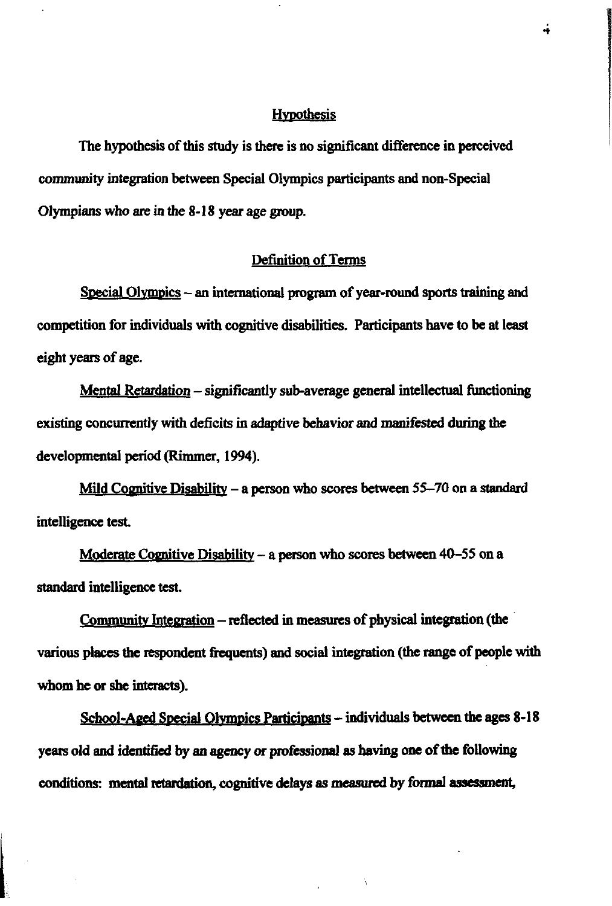## Hypothesis

The hypothesis of this study is there is no significant difference in perceived community integration between Special Olympics participants and non-Special Olympians who are in the 8-18 year age group.

## Definition of Terms

Special Olympics – an international program of year-round sports training and competition for individuals with cognitive disabilities. Participants have to be at least eight years of age.

Mental Retardation – significantly sub-average general intellectual functioning existing concurrently with deficits in adaptive behavior and manifested during the developmental period (Rimmer, 1994).

Mild Cognitive Disability – a person who scores between 55–70 on a standard intelligence test.

Moderate Cognitive Disability – a person who scores between 40–55 on a standard intelligence test.

Community Integration – reflected in measures of physical integration (the various places the respondent frequents) and social integration (the range of people with whom he or she interacts).

School-Aged Special Olympics Participants – individuals between the ages 8-18 years old and identified by an agency or professional as having one of the following conditions: mental retardation, cognitive delays as measured by formal assessment,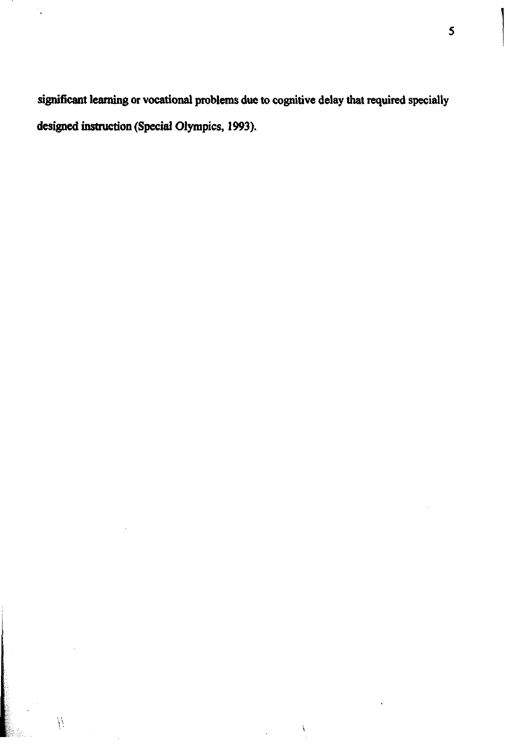significant learning or vocational problems due to cognitive delay that required specially designed instruction (Special Olympics, 1993).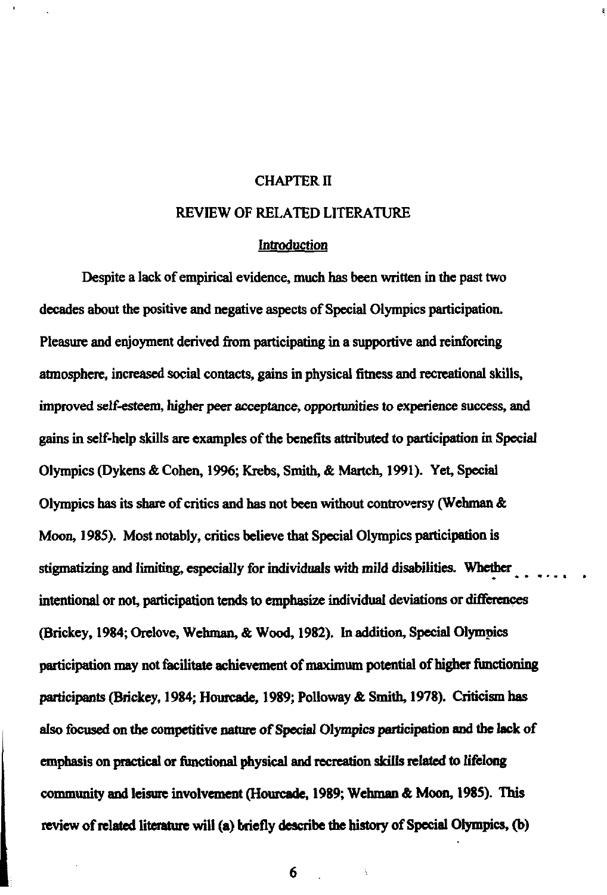# CHAPTER II

# REVIEW OF RELATED LITERATURE

## Introduction

Despite a lack of empirical evidence, much has been written in the past two decades about the positive and negative aspects of Special Olympics participation. Pleasure and enjoyment derived from participating in a supportive and reinforcing atmosphere, increased social contacts, gains in physical fitness and recreational skills, improved self-esteem, higher peer acceptance, opportunities to experience success, and gains in self-help skills are examples of the benefits attributed to participation in Special Olympics (Dykens & Cohen, 1996; Krebs, Smith, & Martch, 1991). Yet, Special Olympics has its share of critics and has not been without controversy (Wehman & Moon, 1985). Most notably, critics believe that Special Olympics participation is stigmatizing and limiting, especially for individuals with mild disabilities. Whether intentional or not, participation tends to emphasize individual deviations or differences (Brickey, 1984; Orelove, Wehman, & Wood, 1982). In addition, Special Olympics participation may not facilitate achievement of maximum potential of higher functioning participants (Brickey, 1984; Hourcade, 1989; Polloway & Smith, 1978). Criticism has also focused on the competitive nature of Special Olympics participation and the lack of emphasis on practical or functional physical and recreation skills related to lifelong community and leisure involvement (Hourcade, 1989; Wehman & Moon, 1985). This review of related literature will (a) briefly describe the history of Special Olympics, (b)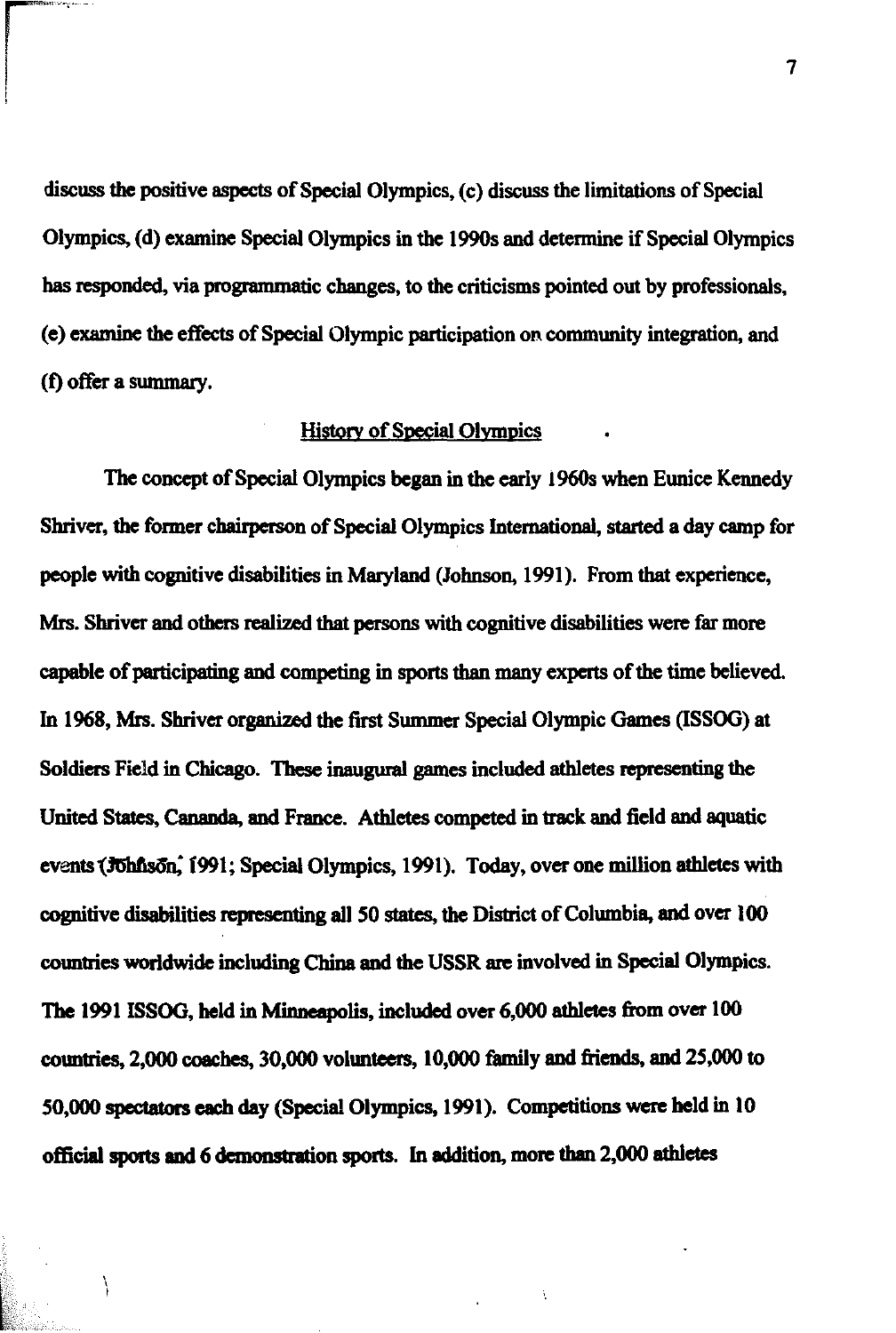discuss the positive aspects of Special Olympics, (c) discuss the limitations of Special Olympics, (d) examine Special Olympics in the 1990s and determine if Special Olympics has responded, via programmatic changes, to the criticisms pointed out by professionals, (e) examine the effects of Special Olympic participation on community integration, and (f) offer a summary.

## History of Special Olympics

The concept of Special Olympics began in the early 1960s when Eunice Kennedy Shriver, the former chairperson of Special Olympics International, started a day camp for people with cognitive disabilities in Maryland (Johnson, 1991). From that experience, Mrs. Shriver and others realized that persons with cognitive disabilities were far more capable of participating and competing in sports than many experts of the time believed. In 1968, Mrs. Shriver organized the first Summer Special Olympic Games (ISSOG) at Soldiers Field in Chicago. These inaugural games included athletes representing the United States, Cananda, and France. Athletes competed in track and field and aquatic events (Johnson, 1991; Special Olympics, 1991). Today, over one million athletes with cognitive disabilities representing all 50 states, the District of Columbia, and over 100 countries worldwide including China and the USSR are involved in Special Olympics. The 1991 ISSOG, held in Minneapolis, included over 6,000 athletes from over 100 countries, 2,000 coaches, 30,000 volunteers, 10,000 family and friends, and 25,000 to 50,000 spectators each day (Special Olympics, 1991). Competitions were held in 10 official sports and 6 demonstration sports. In addition, more than 2,000 athletes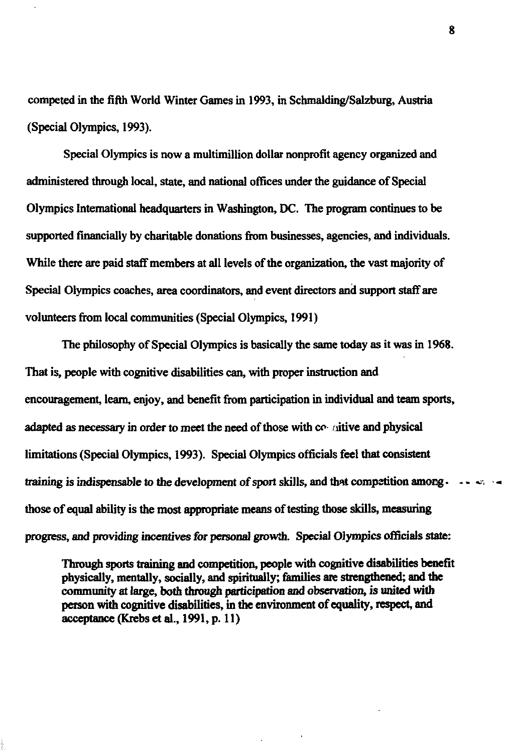competed in the fifth World Winter Games in 1993, in Schmalding/Salzburg, Austria (Special Olympics, 1993).

Special Olympics is now a multimillion dollar nonprofit agency organized and administered through local, state, and national offices under the guidance of Special Olympics International headquarters in Washington, DC. The program continues to be supported financially by charitable donations from businesses, agencies, and individuals. While there are paid staff members at all levels of the organization, the vast majority of Special Olympics coaches, area coordinators, and event directors and support staff are volunteers from local communities (Special Olympics, 1991)

The philosophy of Special Olympics is basically the same today as it was in 1968. That is, people with cognitive disabilities can, with proper instruction and encouragement, learn, enjoy, and benefit from participation in individual and team sports, adapted as necessary in order to meet the need of those with cognitive and physical limitations (Special Olympics, 1993). Special Olympics officials feel that consistent training is indispensable to the development of sport skills, and that competition among those of equal ability is the most appropriate means of testing those skills, measuring progress, and providing incentives for personal growth. Special Olympics officials state:

> Through sports training and competition, people with cognitive disabilities benefit physically, mentally, socially, and spiritually; families are strengthened; and the community at large, both through participation and observation, is united with person with cognitive disabilities, in the environment of equality, respect, and acceptance (Krebs et al., 1991, p. 11)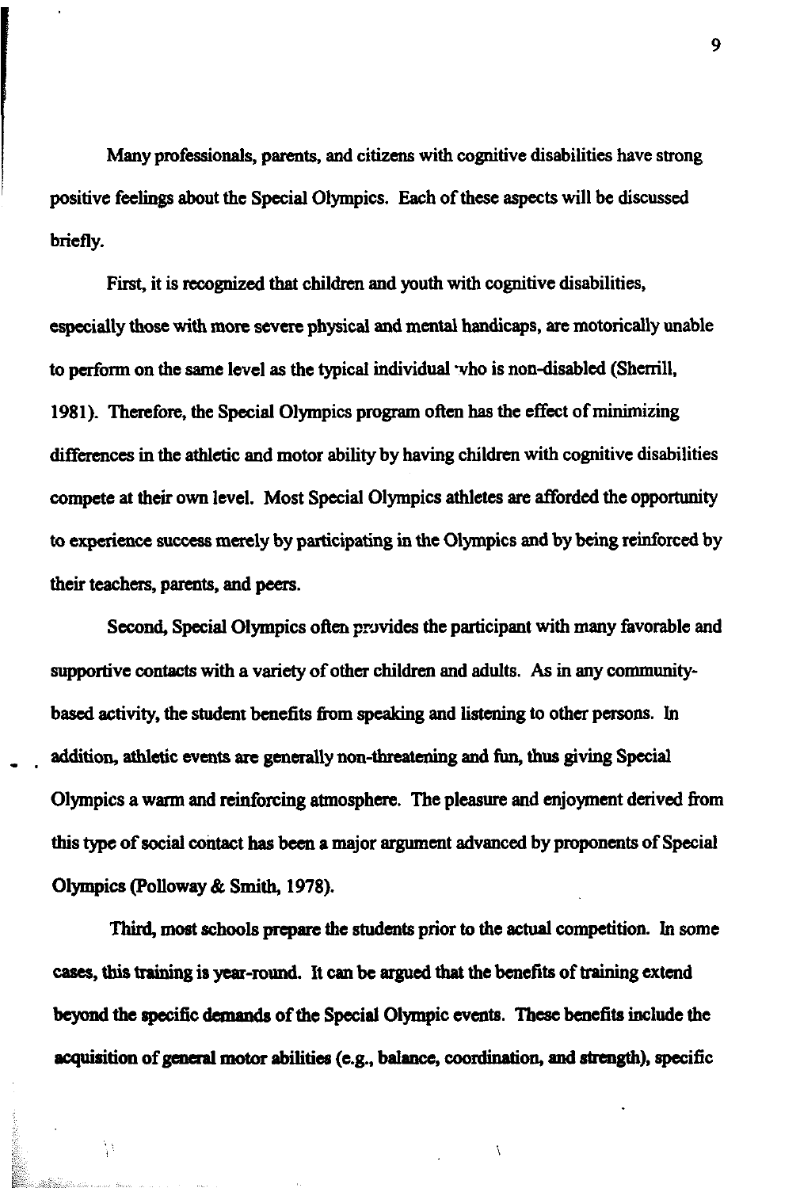Many professionals, parents, and citizens with cognitive disabilities have strong positive feelings about the Special Olympics. Each of these aspects will be discussed briefly.

First, it is recognized that children and youth with cognitive disabilities, especially those with more severe physical and mental handicaps, are motorically unable to perform on the same level as the typical individual who is non-disabled (Sherrill, 1981). Therefore, the Special Olympics program often has the effect of minimizing differences in the athletic and motor ability by having children with cognitive disabilities compete at their own level. Most Special Olympics athletes are afforded the opportunity to experience success merely by participating in the Olympics and by being reinforced by their teachers, parents, and peers.

Second, Special Olympics often provides the participant with many favorable and supportive contacts with a variety of other children and adults. As in any community-based activity, the student benefits from speaking and listening to other persons. In addition, athletic events are generally non-threatening and fun, thus giving Special Olympics a warm and reinforcing atmosphere. The pleasure and enjoyment derived from this type of social contact has been a major argument advanced by proponents of Special Olympics (Polloway & Smith, 1978).

Third, most schools prepare the students prior to the actual competition. In some cases, this training is year-round. It can be argued that the benefits of training extend beyond the specific demands of the Special Olympic events. These benefits include the acquisition of general motor abilities (e.g., balance, coordination, and strength), specific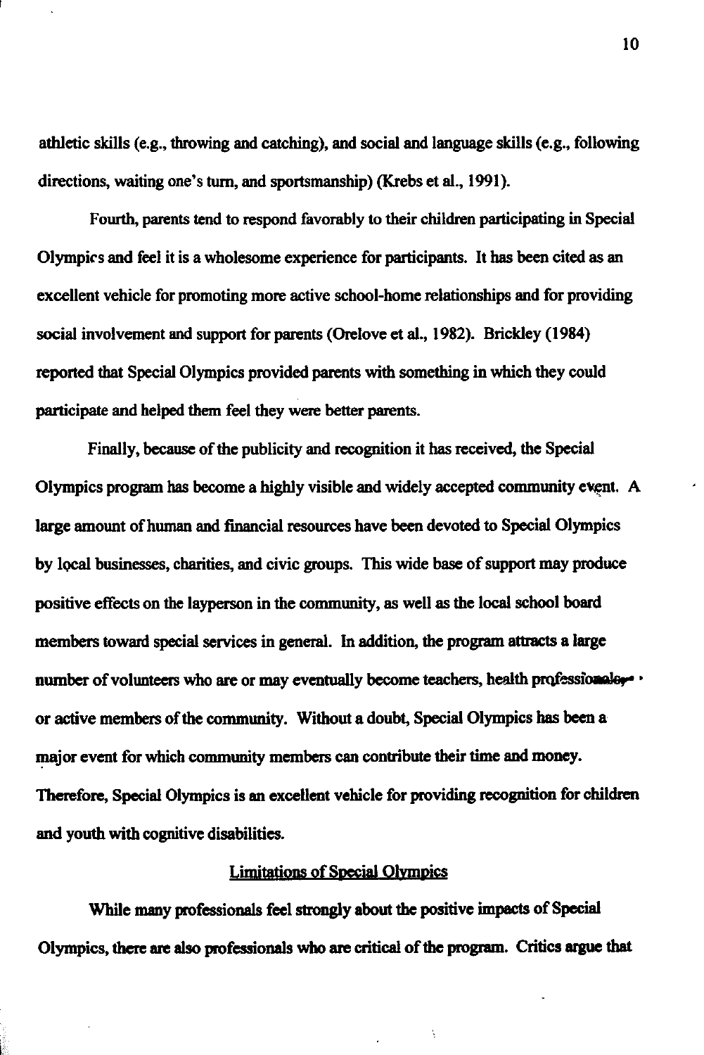athletic skills (e.g., throwing and catching), and social and language skills (e.g., following directions, waiting one's turn, and sportsmanship) (Krebs et al., 1991).

Fourth, parents tend to respond favorably to their children participating in Special Olympics and feel it is a wholesome experience for participants. It has been cited as an excellent vehicle for promoting more active school-home relationships and for providing social involvement and support for parents (Orelove et al., 1982). Brickley (1984) reported that Special Olympics provided parents with something in which they could participate and helped them feel they were better parents.

Finally, because of the publicity and recognition it has received, the Special Olympics program has become a highly visible and widely accepted community event. A large amount of human and financial resources have been devoted to Special Olympics by local businesses, charities, and civic groups. This wide base of support may produce positive effects on the layperson in the community, as well as the local school board members toward special services in general. In addition, the program attracts a large number of volunteers who are or may eventually become teachers, health professionals, or active members of the community. Without a doubt, Special Olympics has been a major event for which community members can contribute their time and money. Therefore, Special Olympics is an excellent vehicle for providing recognition for children and youth with cognitive disabilities.

## Limitations of Special Olympics

While many professionals feel strongly about the positive impacts of Special Olympics, there are also professionals who are critical of the program. Critics argue that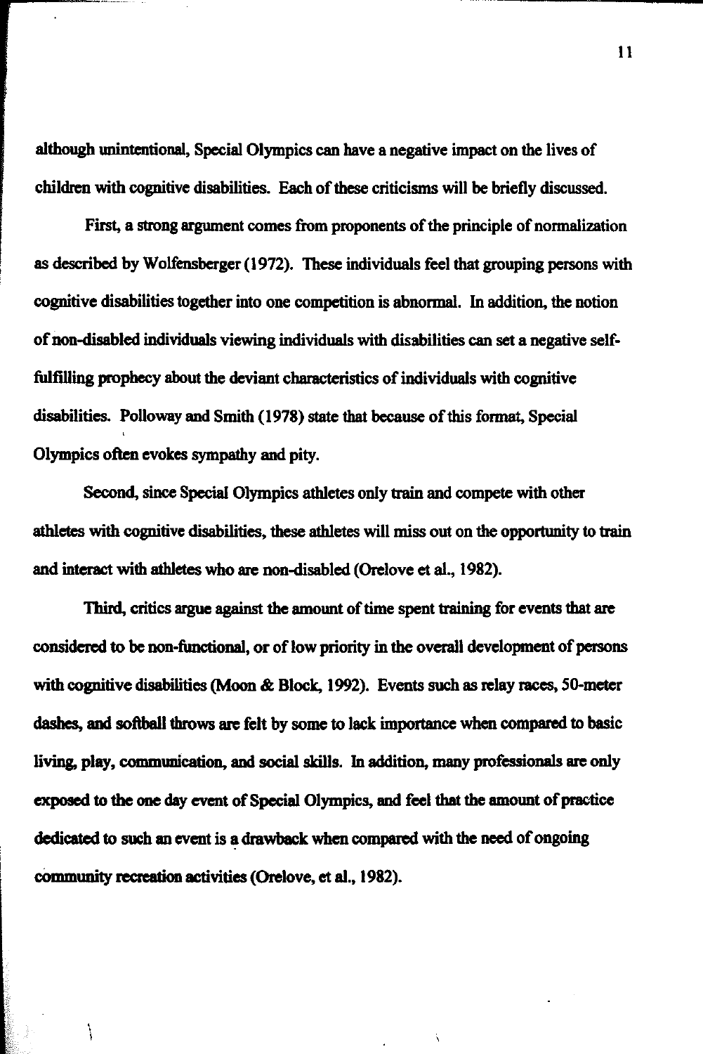although unintentional, Special Olympics can have a negative impact on the lives of children with cognitive disabilities. Each of these criticisms will be briefly discussed.

First, a strong argument comes from proponents of the principle of normalization as described by Wolfensberger (1972). These individuals feel that grouping persons with cognitive disabilities together into one competition is abnormal. In addition, the notion of non-disabled individuals viewing individuals with disabilities can set a negative self-fulfilling prophecy about the deviant characteristics of individuals with cognitive disabilities. Polloway and Smith (1978) state that because of this format, Special Olympics often evokes sympathy and pity.

Second, since Special Olympics athletes only train and compete with other athletes with cognitive disabilities, these athletes will miss out on the opportunity to train and interact with athletes who are non-disabled (Orelove et al., 1982).

Third, critics argue against the amount of time spent training for events that are considered to be non-functional, or of low priority in the overall development of persons with cognitive disabilities (Moon & Block, 1992). Events such as relay races, 50-meter dashes, and softball throws are felt by some to lack importance when compared to basic living, play, communication, and social skills. In addition, many professionals are only exposed to the one day event of Special Olympics, and feel that the amount of practice dedicated to such an event is a drawback when compared with the need of ongoing community recreation activities (Orelove, et al., 1982).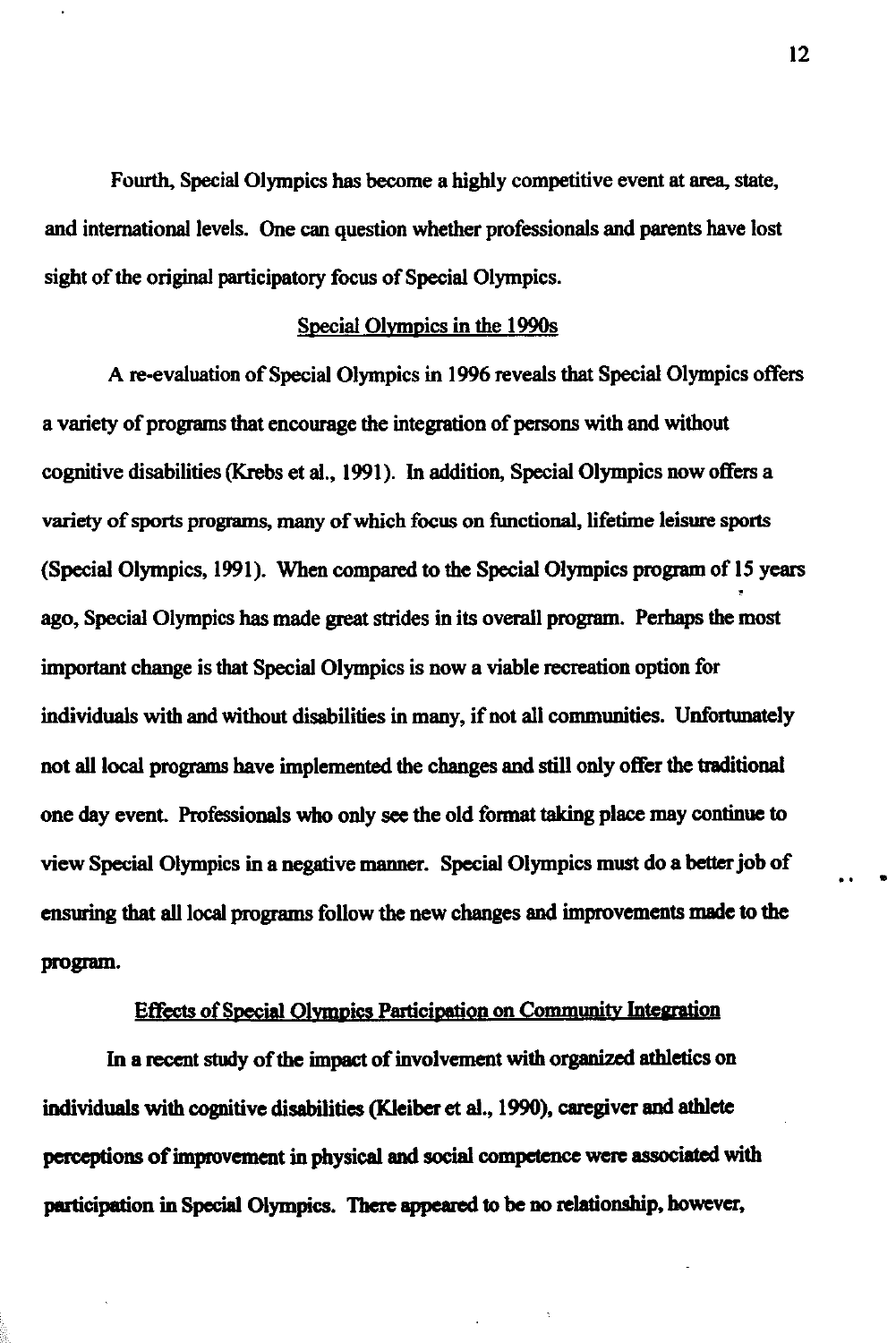Fourth, Special Olympics has become a highly competitive event at area, state, and international levels. One can question whether professionals and parents have lost sight of the original participatory focus of Special Olympics.

## Special Olympics in the 1990s

A re-evaluation of Special Olympics in 1996 reveals that Special Olympics offers a variety of programs that encourage the integration of persons with and without cognitive disabilities (Krebs et al., 1991). In addition, Special Olympics now offers a variety of sports programs, many of which focus on functional, lifetime leisure sports (Special Olympics, 1991). When compared to the Special Olympics program of 15 years ago, Special Olympics has made great strides in its overall program. Perhaps the most important change is that Special Olympics is now a viable recreation option for individuals with and without disabilities in many, if not all communities. Unfortunately not all local programs have implemented the changes and still only offer the traditional one day event. Professionals who only see the old format taking place may continue to view Special Olympics in a negative manner. Special Olympics must do a better job of ensuring that all local programs follow the new changes and improvements made to the program.

## Effects of Special Olympics Participation on Community Integration

In a recent study of the impact of involvement with organized athletics on individuals with cognitive disabilities (Kleiber et al., 1990), caregiver and athlete perceptions of improvement in physical and social competence were associated with participation in Special Olympics. There appeared to be no relationship, however,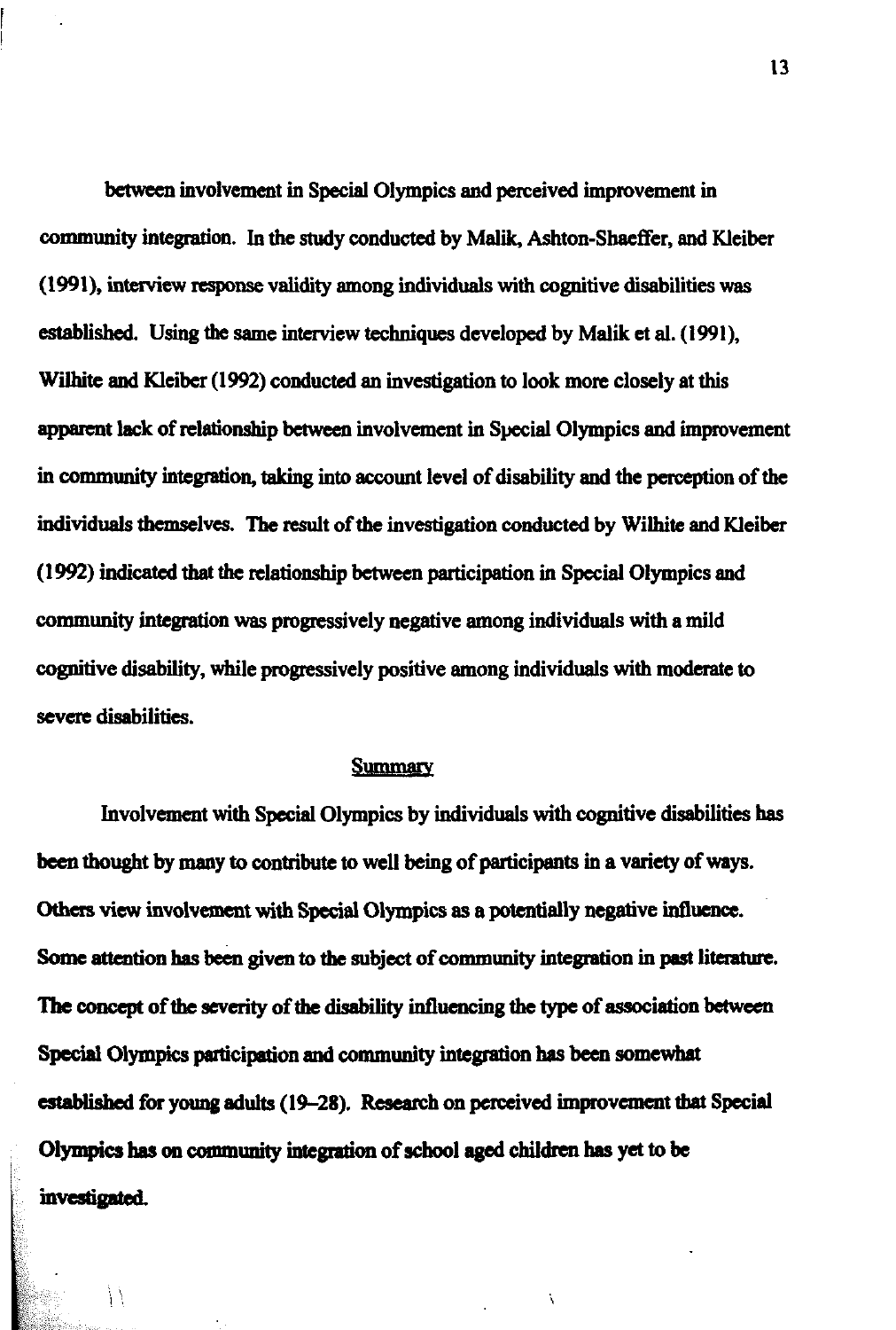between involvement in Special Olympics and perceived improvement in community integration. In the study conducted by Malik, Ashton-Shaeffer, and Kleiber (1991), interview response validity among individuals with cognitive disabilities was established. Using the same interview techniques developed by Malik et al. (1991), Wilhite and Kleiber (1992) conducted an investigation to look more closely at this apparent lack of relationship between involvement in Special Olympics and improvement in community integration, taking into account level of disability and the perception of the individuals themselves. The result of the investigation conducted by Wilhite and Kleiber (1992) indicated that the relationship between participation in Special Olympics and community integration was progressively negative among individuals with a mild cognitive disability, while progressively positive among individuals with moderate to severe disabilities.

## Summary

Involvement with Special Olympics by individuals with cognitive disabilities has been thought by many to contribute to well being of participants in a variety of ways. Others view involvement with Special Olympics as a potentially negative influence. Some attention has been given to the subject of community integration in past literature. The concept of the severity of the disability influencing the type of association between Special Olympics participation and community integration has been somewhat established for young adults (19–28). Research on perceived improvement that Special Olympics has on community integration of school aged children has yet to be investigated.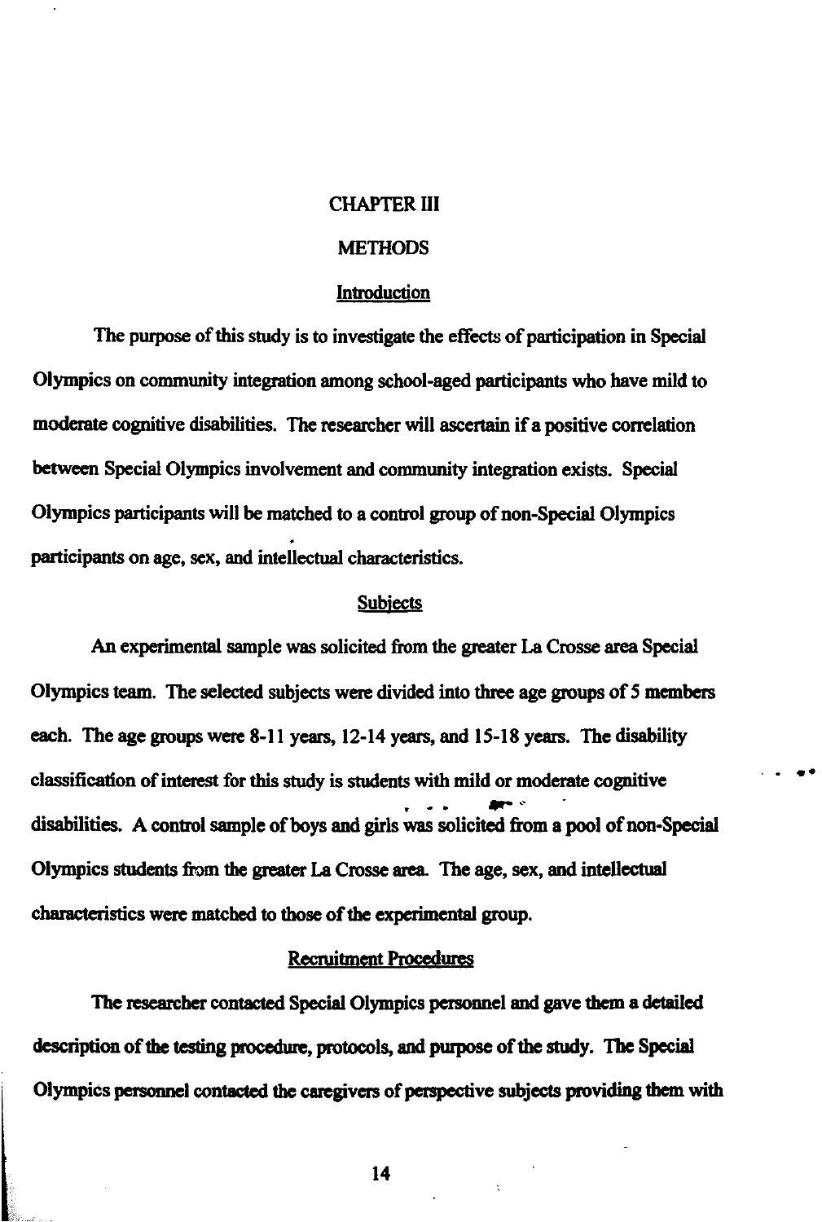# CHAPTER III

# METHODS

## Introduction

The purpose of this study is to investigate the effects of participation in Special Olympics on community integration among school-aged participants who have mild to moderate cognitive disabilities. The researcher will ascertain if a positive correlation between Special Olympics involvement and community integration exists. Special Olympics participants will be matched to a control group of non-Special Olympics participants on age, sex, and intellectual characteristics.

## Subjects

An experimental sample was solicited from the greater La Crosse area Special Olympics team. The selected subjects were divided into three age groups of 5 members each. The age groups were 8-11 years, 12-14 years, and 15-18 years. The disability classification of interest for this study is students with mild or moderate cognitive disabilities. A control sample of boys and girls was solicited from a pool of non-Special Olympics students from the greater La Crosse area. The age, sex, and intellectual characteristics were matched to those of the experimental group.

## Recruitment Procedures

The researcher contacted Special Olympics personnel and gave them a detailed description of the testing procedure, protocols, and purpose of the study. The Special Olympics personnel contacted the caregivers of perspective subjects providing them with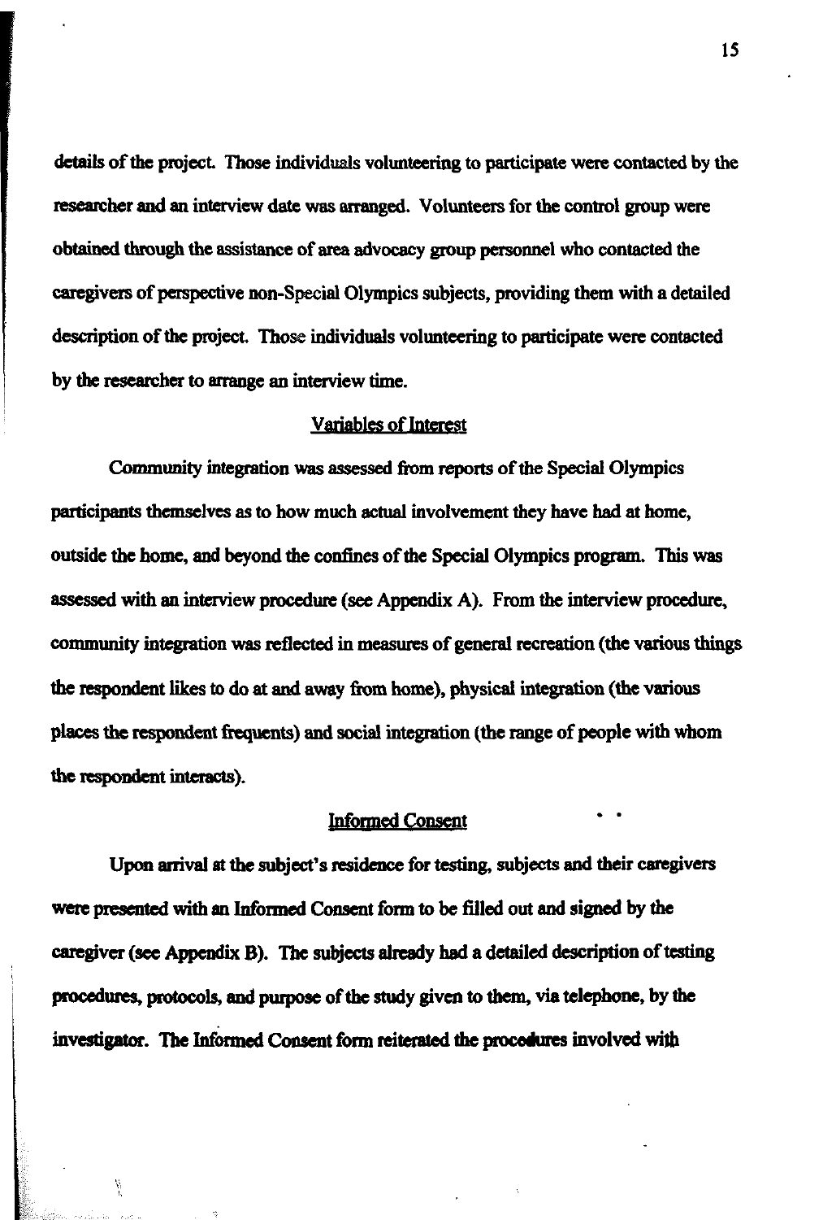details of the project. Those individuals volunteering to participate were contacted by the researcher and an interview date was arranged. Volunteers for the control group were obtained through the assistance of area advocacy group personnel who contacted the caregivers of perspective non-Special Olympics subjects, providing them with a detailed description of the project. Those individuals volunteering to participate were contacted by the researcher to arrange an interview time.

## Variables of Interest

Community integration was assessed from reports of the Special Olympics participants themselves as to how much actual involvement they have had at home, outside the home, and beyond the confines of the Special Olympics program. This was assessed with an interview procedure (see Appendix A). From the interview procedure, community integration was reflected in measures of general recreation (the various things the respondent likes to do at and away from home), physical integration (the various places the respondent frequents) and social integration (the range of people with whom the respondent interacts).

## Informed Consent

Upon arrival at the subject's residence for testing, subjects and their caregivers were presented with an Informed Consent form to be filled out and signed by the caregiver (see Appendix B). The subjects already had a detailed description of testing procedures, protocols, and purpose of the study given to them, via telephone, by the investigator. The Informed Consent form reiterated the procedures involved with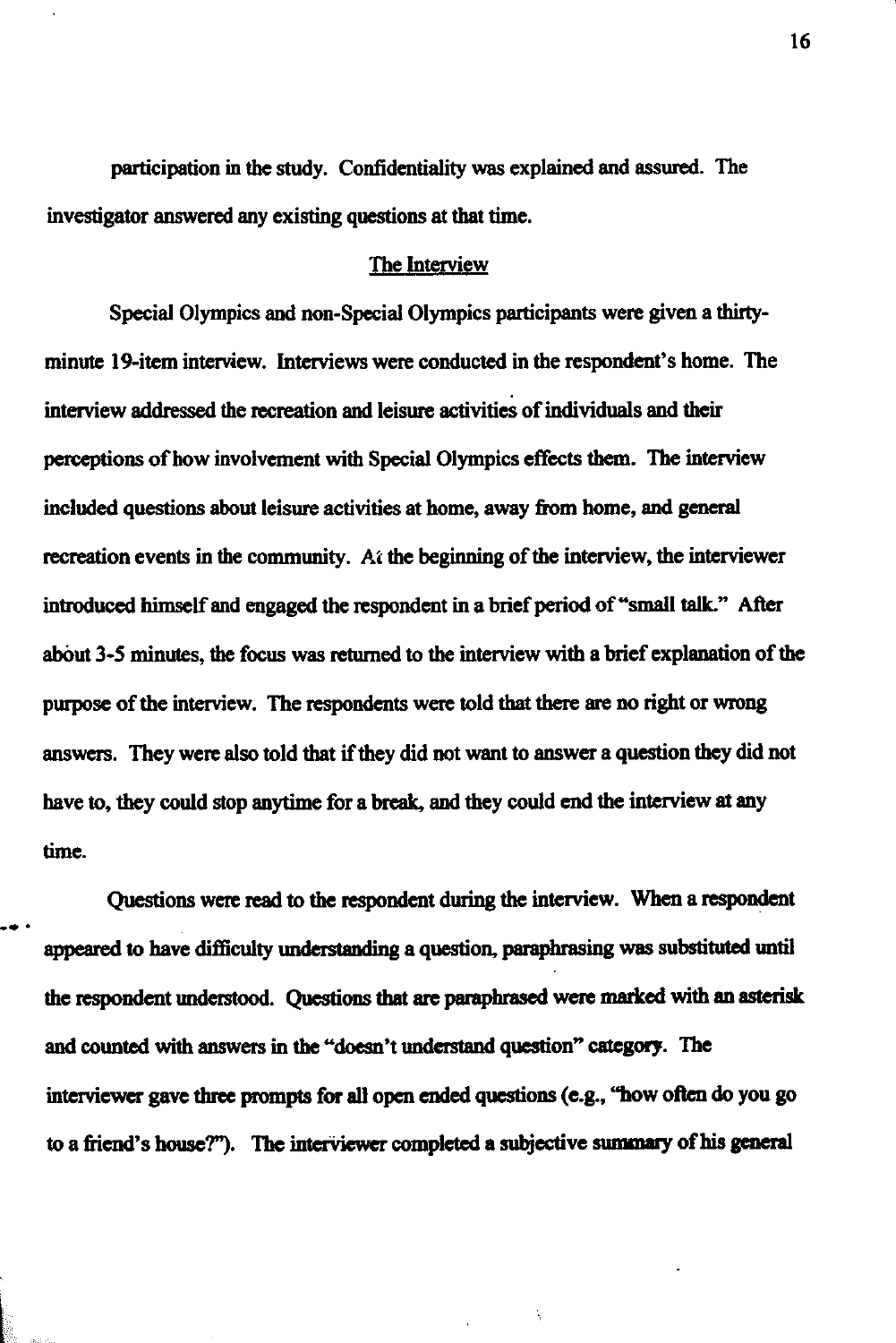participation in the study. Confidentiality was explained and assured. The investigator answered any existing questions at that time.

## The Interview

Special Olympics and non-Special Olympics participants were given a thirty-minute 19-item interview. Interviews were conducted in the respondent's home. The interview addressed the recreation and leisure activities of individuals and their perceptions of how involvement with Special Olympics effects them. The interview included questions about leisure activities at home, away from home, and general recreation events in the community. At the beginning of the interview, the interviewer introduced himself and engaged the respondent in a brief period of "small talk." After about 3-5 minutes, the focus was returned to the interview with a brief explanation of the purpose of the interview. The respondents were told that there are no right or wrong answers. They were also told that if they did not want to answer a question they did not have to, they could stop anytime for a break, and they could end the interview at any time.

Questions were read to the respondent during the interview. When a respondent appeared to have difficulty understanding a question, paraphrasing was substituted until the respondent understood. Questions that are paraphrased were marked with an asterisk and counted with answers in the "doesn't understand question" category. The interviewer gave three prompts for all open ended questions (e.g., "how often do you go to a friend's house?"). The interviewer completed a subjective summary of his general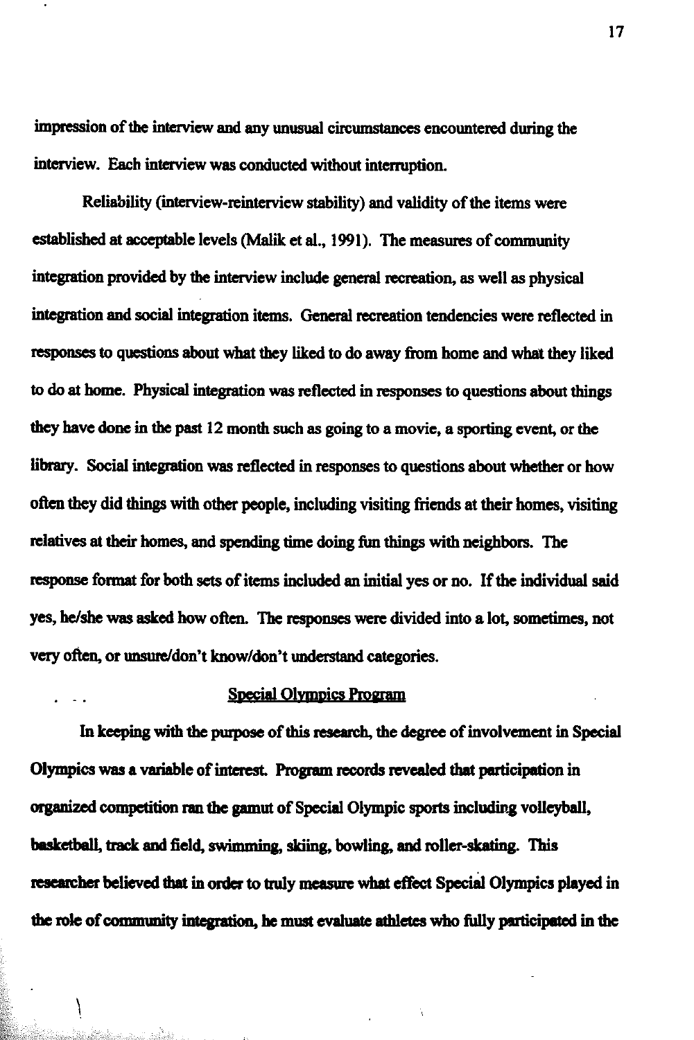impression of the interview and any unusual circumstances encountered during the interview. Each interview was conducted without interruption.

Reliability (interview-reinterview stability) and validity of the items were established at acceptable levels (Malik et al., 1991). The measures of community integration provided by the interview include general recreation, as well as physical integration and social integration items. General recreation tendencies were reflected in responses to questions about what they liked to do away from home and what they liked to do at home. Physical integration was reflected in responses to questions about things they have done in the past 12 month such as going to a movie, a sporting event, or the library. Social integration was reflected in responses to questions about whether or how often they did things with other people, including visiting friends at their homes, visiting relatives at their homes, and spending time doing fun things with neighbors. The response format for both sets of items included an initial yes or no. If the individual said yes, he/she was asked how often. The responses were divided into a lot, sometimes, not very often, or unsure/don't know/don't understand categories.

## Special Olympics Program

In keeping with the purpose of this research, the degree of involvement in Special Olympics was a variable of interest. Program records revealed that participation in organized competition ran the gamut of Special Olympic sports including volleyball, basketball, track and field, swimming, skiing, bowling, and roller-skating. This researcher believed that in order to truly measure what effect Special Olympics played in the role of community integration, he must evaluate athletes who fully participated in the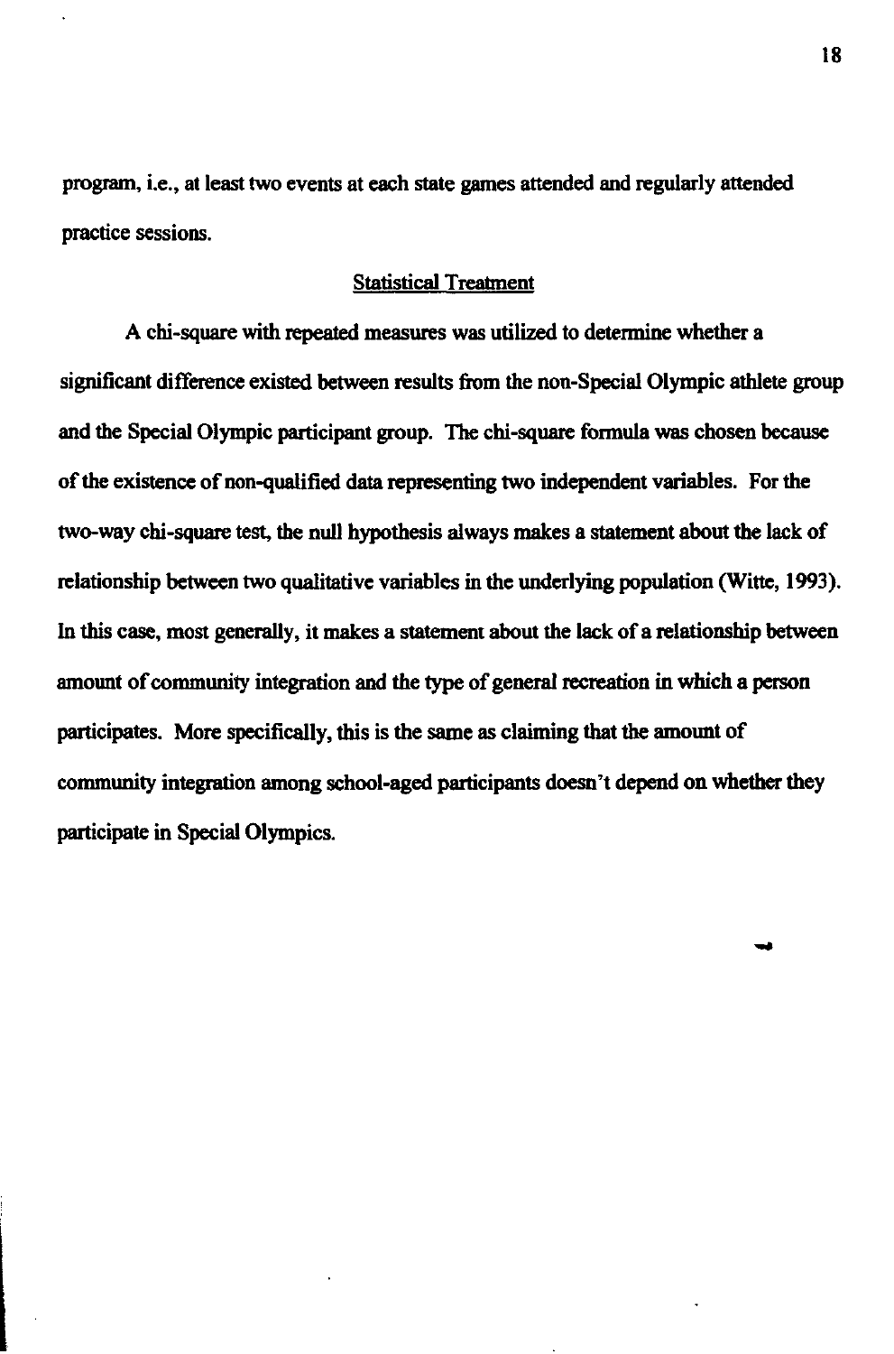program, i.e., at least two events at each state games attended and regularly attended practice sessions.

## Statistical Treatment

A chi-square with repeated measures was utilized to determine whether a significant difference existed between results from the non-Special Olympic athlete group and the Special Olympic participant group. The chi-square formula was chosen because of the existence of non-qualified data representing two independent variables. For the two-way chi-square test, the null hypothesis always makes a statement about the lack of relationship between two qualitative variables in the underlying population (Witte, 1993). In this case, most generally, it makes a statement about the lack of a relationship between amount of community integration and the type of general recreation in which a person participates. More specifically, this is the same as claiming that the amount of community integration among school-aged participants doesn't depend on whether they participate in Special Olympics.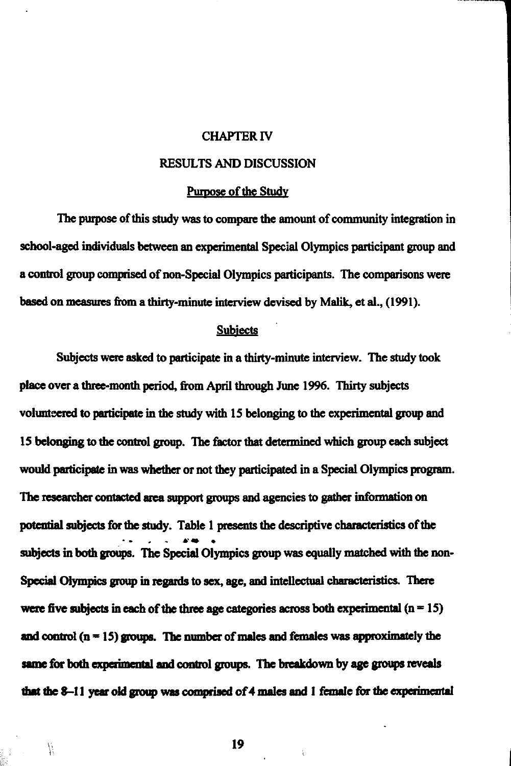# CHAPTER IV

## RESULTS AND DISCUSSION

### Purpose of the Study

The purpose of this study was to compare the amount of community integration in school-aged individuals between an experimental Special Olympics participant group and a control group comprised of non-Special Olympics participants. The comparisons were based on measures from a thirty-minute interview devised by Malik, et al., (1991).

### Subjects

Subjects were asked to participate in a thirty-minute interview. The study took place over a three-month period, from April through June 1996. Thirty subjects volunteered to participate in the study with 15 belonging to the experimental group and 15 belonging to the control group. The factor that determined which group each subject would participate in was whether or not they participated in a Special Olympics program. The researcher contacted area support groups and agencies to gather information on potential subjects for the study. Table 1 presents the descriptive characteristics of the subjects in both groups. The Special Olympics group was equally matched with the non-Special Olympics group in regards to sex, age, and intellectual characteristics. There were five subjects in each of the three age categories across both experimental (n = 15) and control (n = 15) groups. The number of males and females was approximately the same for both experimental and control groups. The breakdown by age groups reveals that the 8–11 year old group was comprised of 4 males and 1 female for the experimental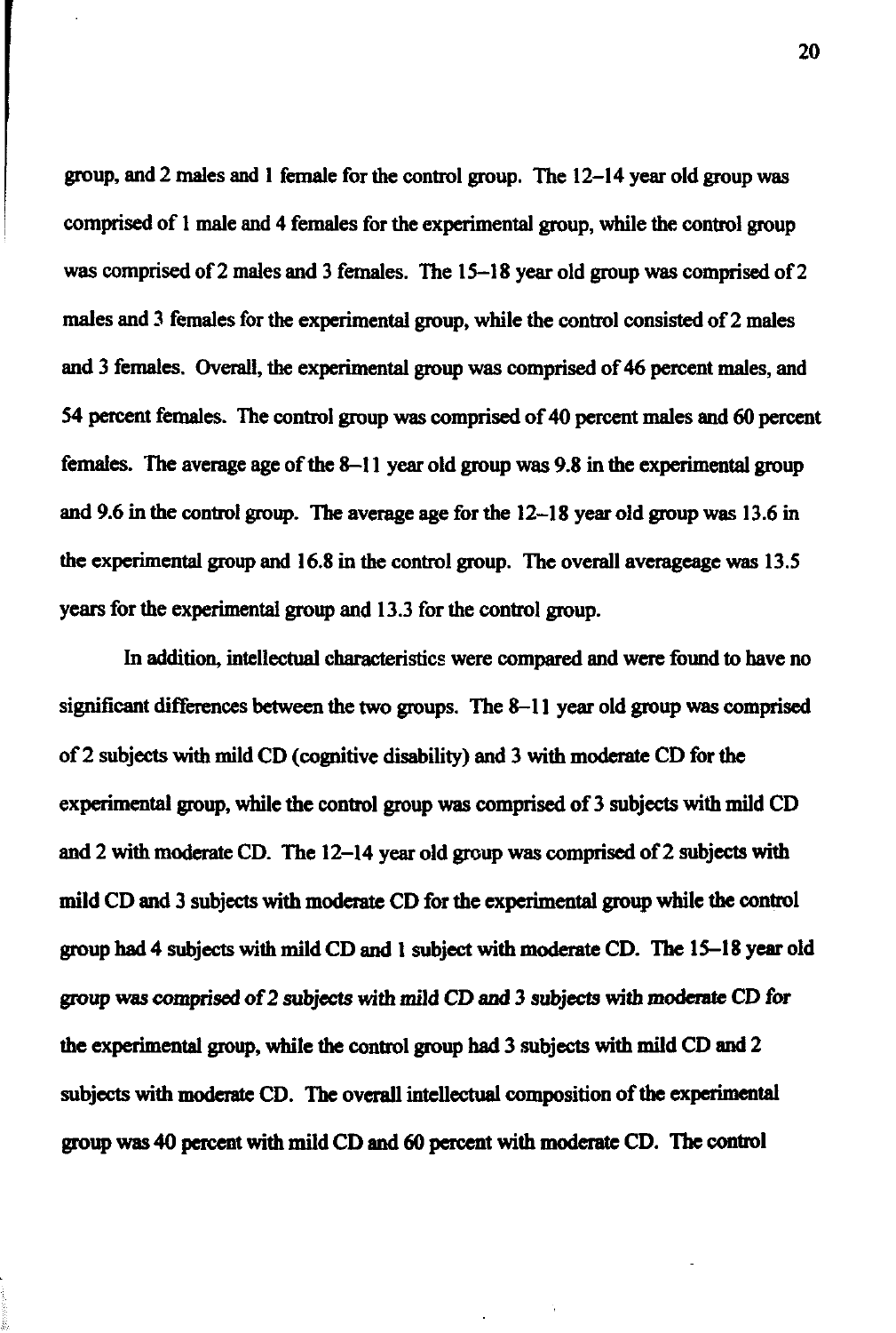group, and 2 males and 1 female for the control group. The 12–14 year old group was comprised of 1 male and 4 females for the experimental group, while the control group was comprised of 2 males and 3 females. The 15–18 year old group was comprised of 2 males and 3 females for the experimental group, while the control consisted of 2 males and 3 females. Overall, the experimental group was comprised of 46 percent males, and 54 percent females. The control group was comprised of 40 percent males and 60 percent females. The average age of the 8–11 year old group was 9.8 in the experimental group and 9.6 in the control group. The average age for the 12–18 year old group was 13.6 in the experimental group and 16.8 in the control group. The overall averageage was 13.5 years for the experimental group and 13.3 for the control group.

In addition, intellectual characteristics were compared and were found to have no significant differences between the two groups. The 8–11 year old group was comprised of 2 subjects with mild CD (cognitive disability) and 3 with moderate CD for the experimental group, while the control group was comprised of 3 subjects with mild CD and 2 with moderate CD. The 12–14 year old group was comprised of 2 subjects with mild CD and 3 subjects with moderate CD for the experimental group while the control group had 4 subjects with mild CD and 1 subject with moderate CD. The 15–18 year old group was comprised of 2 subjects with mild CD and 3 subjects with moderate CD for the experimental group, while the control group had 3 subjects with mild CD and 2 subjects with moderate CD. The overall intellectual composition of the experimental group was 40 percent with mild CD and 60 percent with moderate CD. The control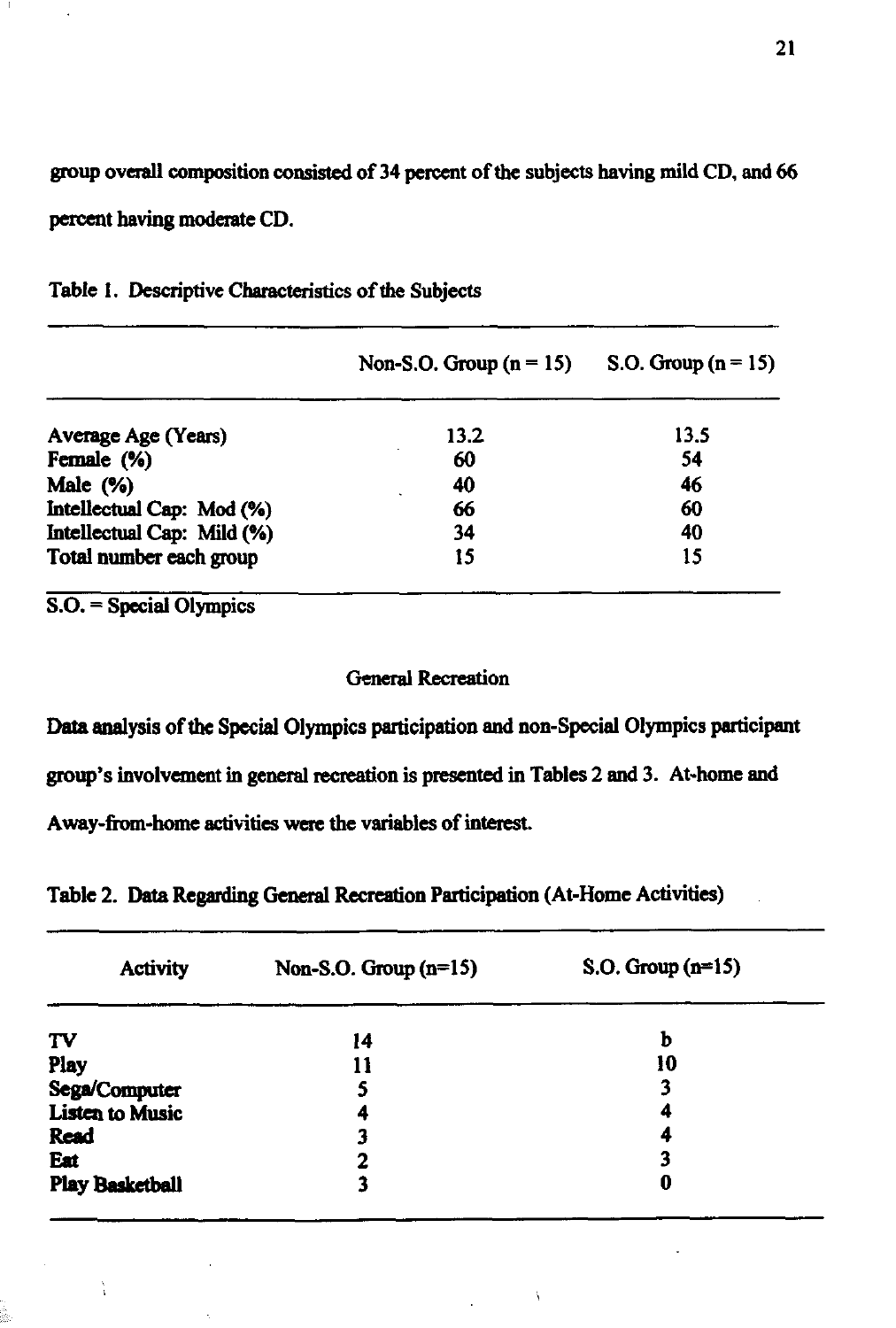group overall composition consisted of 34 percent of the subjects having mild CD, and 66 percent having moderate CD.

Table 1. Descriptive Characteristics of the Subjects

| | Non-S.O. Group (n = 15) | S.O. Group (n = 15) |
|---|---|---|
| Average Age (Years) | 13.2 | 13.5 |
| Female (%) | 60 | 54 |
| Male (%) | 40 | 46 |
| Intellectual Cap: Mod (%) | 66 | 60 |
| Intellectual Cap: Mild (%) | 34 | 40 |
| Total number each group | 15 | 15 |

S.O. = Special Olympics

## General Recreation

Data analysis of the Special Olympics participation and non-Special Olympics participant group's involvement in general recreation is presented in Tables 2 and 3. At-home and Away-from-home activities were the variables of interest.

Table 2. Data Regarding General Recreation Participation (At-Home Activities)

| Activity | Non-S.O. Group (n=15) | S.O. Group (n=15) |
|---|---|---|
| TV | 14 | b |
| Play | 11 | 10 |
| Sega/Computer | 5 | 3 |
| Listen to Music | 4 | 4 |
| Read | 3 | 4 |
| Eat | 2 | 3 |
| Play Basketball | 3 | 0 |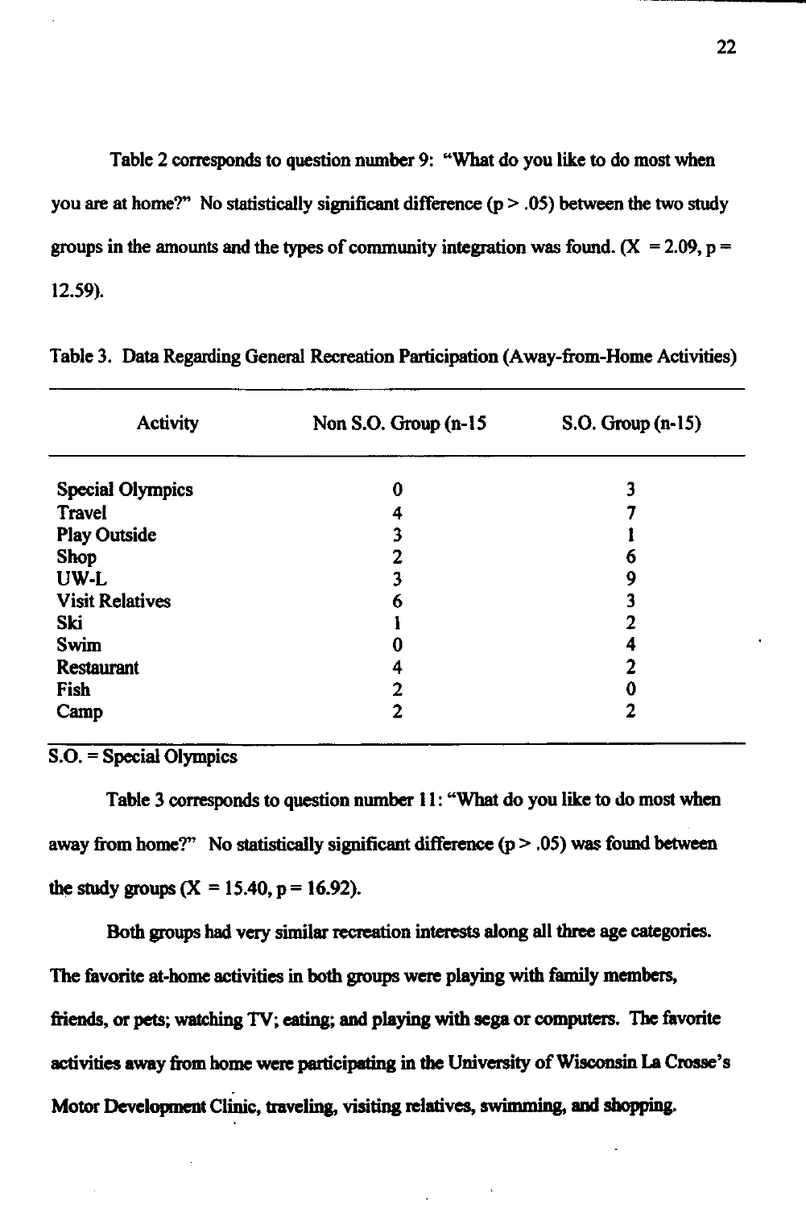Table 2 corresponds to question number 9: "What do you like to do most when you are at home?" No statistically significant difference ($p > .05$) between the two study groups in the amounts and the types of community integration was found. ($X = 2.09$, $p = 12.59$).

Table 3. Data Regarding General Recreation Participation (Away-from-Home Activities)

| Activity | Non S.O. Group (n-15 | S.O. Group (n-15) |
|---|---|---|
| Special Olympics | 0 | 3 |
| Travel | 4 | 7 |
| Play Outside | 3 | 1 |
| Shop | 2 | 6 |
| UW-L | 3 | 9 |
| Visit Relatives | 6 | 3 |
| Ski | 1 | 2 |
| Swim | 0 | 4 |
| Restaurant | 4 | 2 |
| Fish | 2 | 0 |
| Camp | 2 | 2 |

S.O. = Special Olympics

Table 3 corresponds to question number 11: "What do you like to do most when away from home?" No statistically significant difference ($p > .05$) was found between the study groups ($X = 15.40$, $p = 16.92$).

Both groups had very similar recreation interests along all three age categories. The favorite at-home activities in both groups were playing with family members, friends, or pets; watching TV; eating; and playing with sega or computers. The favorite activities away from home were participating in the University of Wisconsin La Crosse's Motor Development Clinic, traveling, visiting relatives, swimming, and shopping.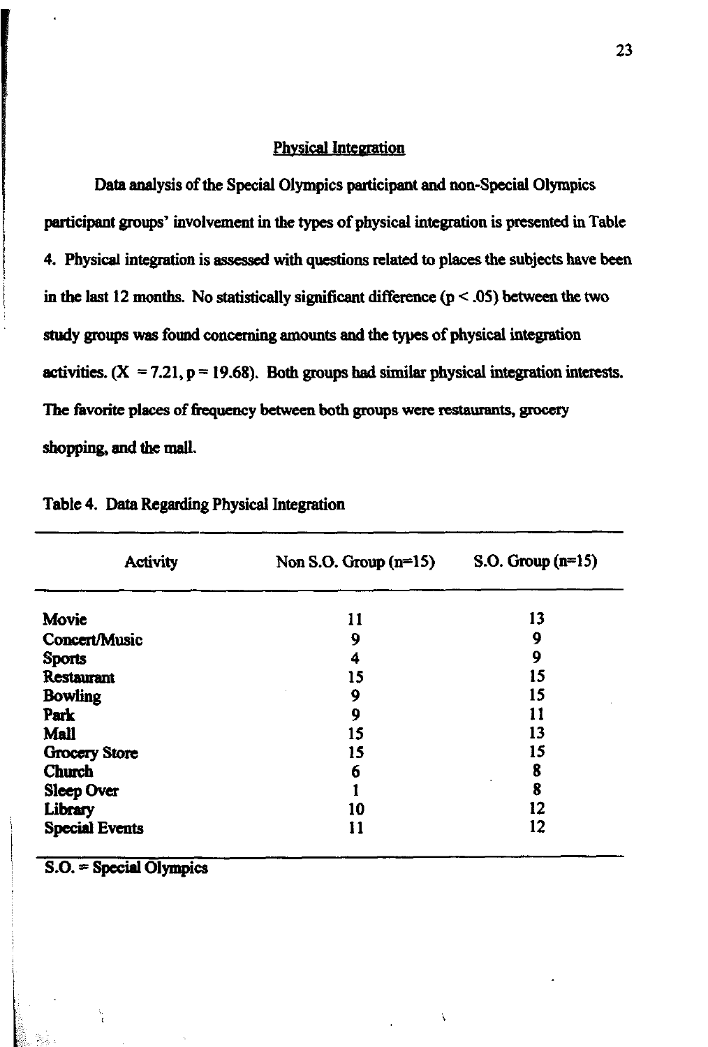## Physical Integration

Data analysis of the Special Olympics participant and non-Special Olympics participant groups' involvement in the types of physical integration is presented in Table 4. Physical integration is assessed with questions related to places the subjects have been in the last 12 months. No statistically significant difference ($p < .05$) between the two study groups was found concerning amounts and the types of physical integration activities. ($X = 7.21$, $p = 19.68$). Both groups had similar physical integration interests. The favorite places of frequency between both groups were restaurants, grocery shopping, and the mall.

Table 4. Data Regarding Physical Integration

| Activity | Non S.O. Group (n=15) | S.O. Group (n=15) |
|---|---|---|
| Movie | 11 | 13 |
| Concert/Music | 9 | 9 |
| Sports | 4 | 9 |
| Restaurant | 15 | 15 |
| Bowling | 9 | 15 |
| Park | 9 | 11 |
| Mall | 15 | 13 |
| Grocery Store | 15 | 15 |
| Church | 6 | 8 |
| Sleep Over | 1 | 8 |
| Library | 10 | 12 |
| Special Events | 11 | 12 |

S.O. = Special Olympics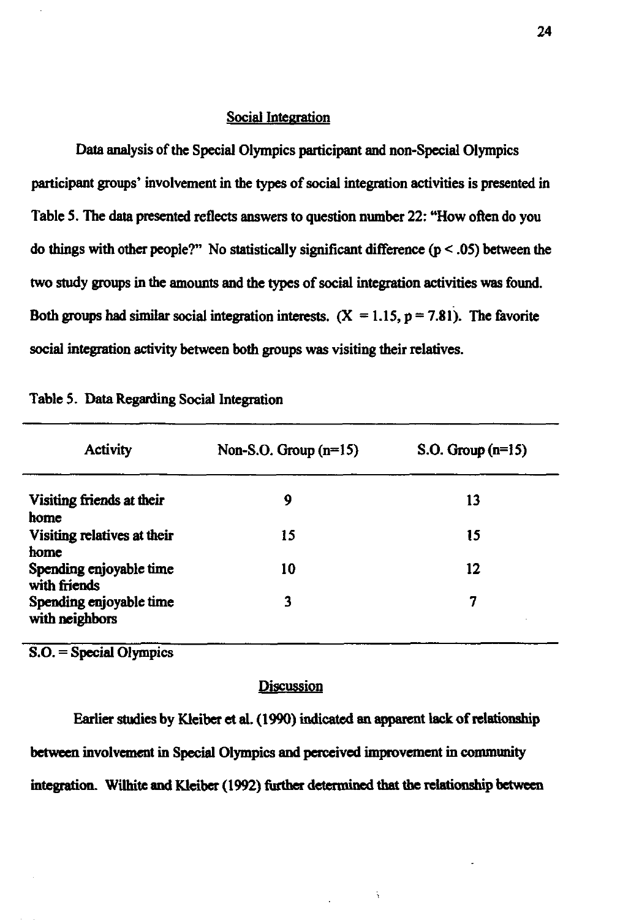## Social Integration

Data analysis of the Special Olympics participant and non-Special Olympics participant groups' involvement in the types of social integration activities is presented in Table 5. The data presented reflects answers to question number 22: "How often do you do things with other people?" No statistically significant difference ($p < .05$) between the two study groups in the amounts and the types of social integration activities was found. Both groups had similar social integration interests. ($X = 1.15, p = 7.81$). The favorite social integration activity between both groups was visiting their relatives.

Table 5. Data Regarding Social Integration

| Activity | Non-S.O. Group (n=15) | S.O. Group (n=15) |
|---|---|---|
| Visiting friends at their home | 9 | 13 |
| Visiting relatives at their home | 15 | 15 |
| Spending enjoyable time with friends | 10 | 12 |
| Spending enjoyable time with neighbors | 3 | 7 |

S.O. = Special Olympics

## Discussion

Earlier studies by Kleiber et al. (1990) indicated an apparent lack of relationship between involvement in Special Olympics and perceived improvement in community integration. Wilhite and Kleiber (1992) further determined that the relationship between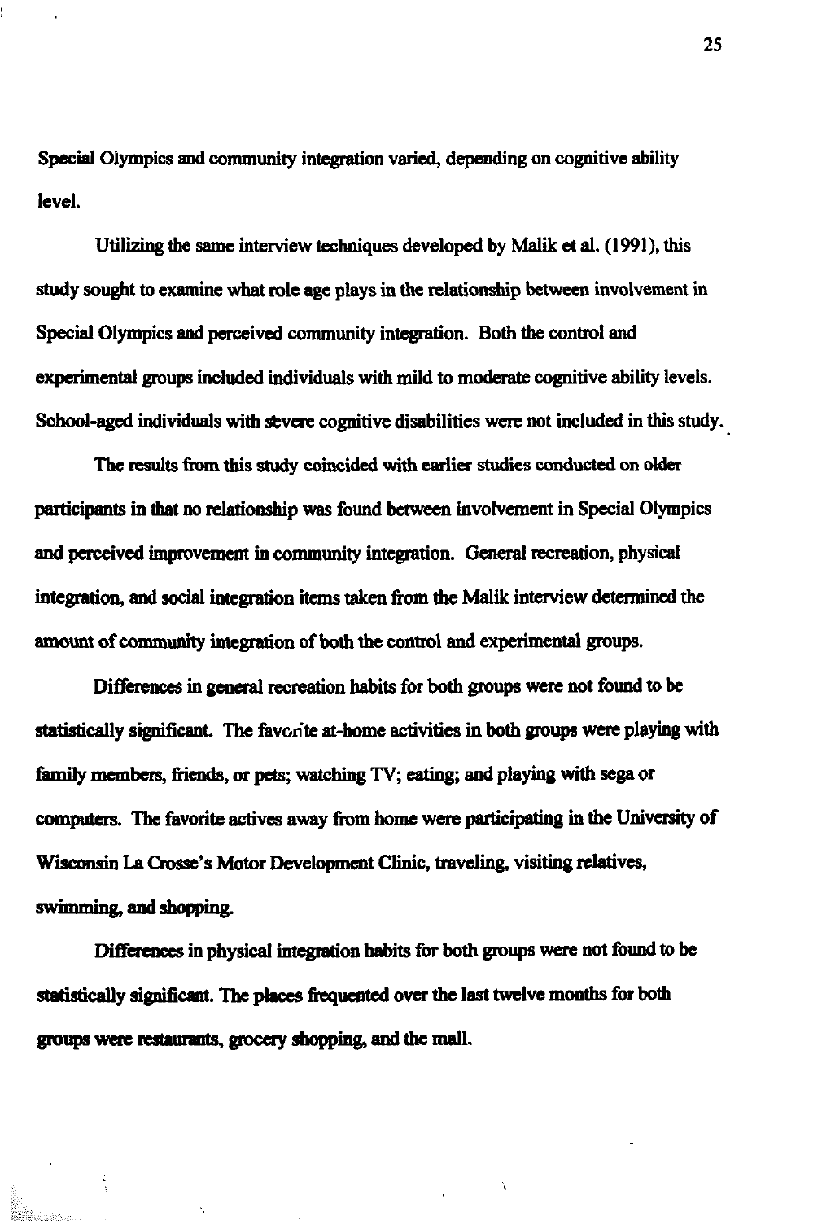Special Olympics and community integration varied, depending on cognitive ability level.

Utilizing the same interview techniques developed by Malik et al. (1991), this study sought to examine what role age plays in the relationship between involvement in Special Olympics and perceived community integration. Both the control and experimental groups included individuals with mild to moderate cognitive ability levels. School-aged individuals with severe cognitive disabilities were not included in this study.

The results from this study coincided with earlier studies conducted on older participants in that no relationship was found between involvement in Special Olympics and perceived improvement in community integration. General recreation, physical integration, and social integration items taken from the Malik interview determined the amount of community integration of both the control and experimental groups.

Differences in general recreation habits for both groups were not found to be statistically significant. The favorite at-home activities in both groups were playing with family members, friends, or pets; watching TV; eating; and playing with sega or computers. The favorite actives away from home were participating in the University of Wisconsin La Crosse's Motor Development Clinic, traveling, visiting relatives, swimming, and shopping.

Differences in physical integration habits for both groups were not found to be statistically significant. The places frequented over the last twelve months for both groups were restaurants, grocery shopping, and the mall.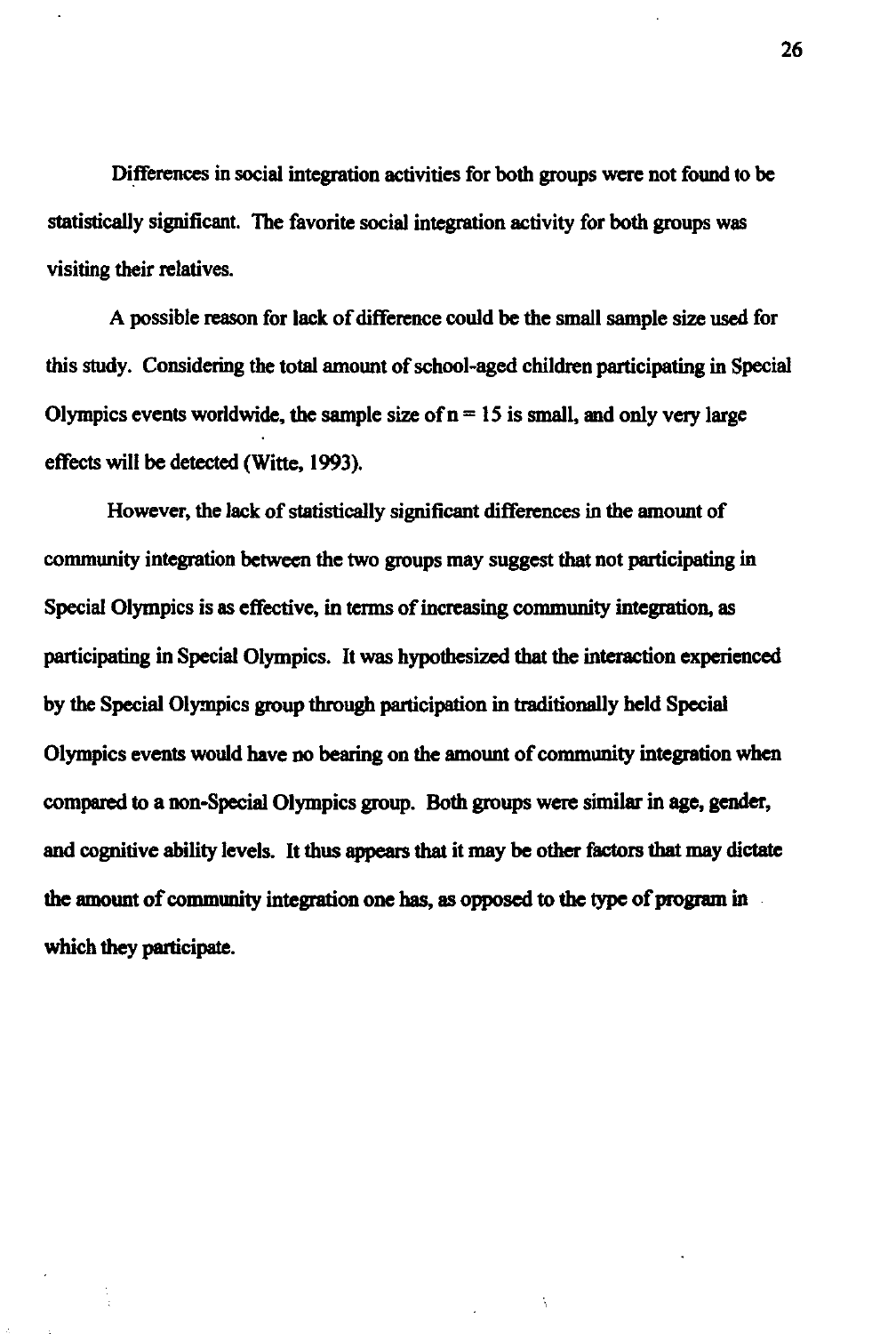Differences in social integration activities for both groups were not found to be statistically significant. The favorite social integration activity for both groups was visiting their relatives.

A possible reason for lack of difference could be the small sample size used for this study. Considering the total amount of school-aged children participating in Special Olympics events worldwide, the sample size of $n = 15$ is small, and only very large effects will be detected (Witte, 1993).

However, the lack of statistically significant differences in the amount of community integration between the two groups may suggest that not participating in Special Olympics is as effective, in terms of increasing community integration, as participating in Special Olympics. It was hypothesized that the interaction experienced by the Special Olympics group through participation in traditionally held Special Olympics events would have no bearing on the amount of community integration when compared to a non-Special Olympics group. Both groups were similar in age, gender, and cognitive ability levels. It thus appears that it may be other factors that may dictate the amount of community integration one has, as opposed to the type of program in which they participate.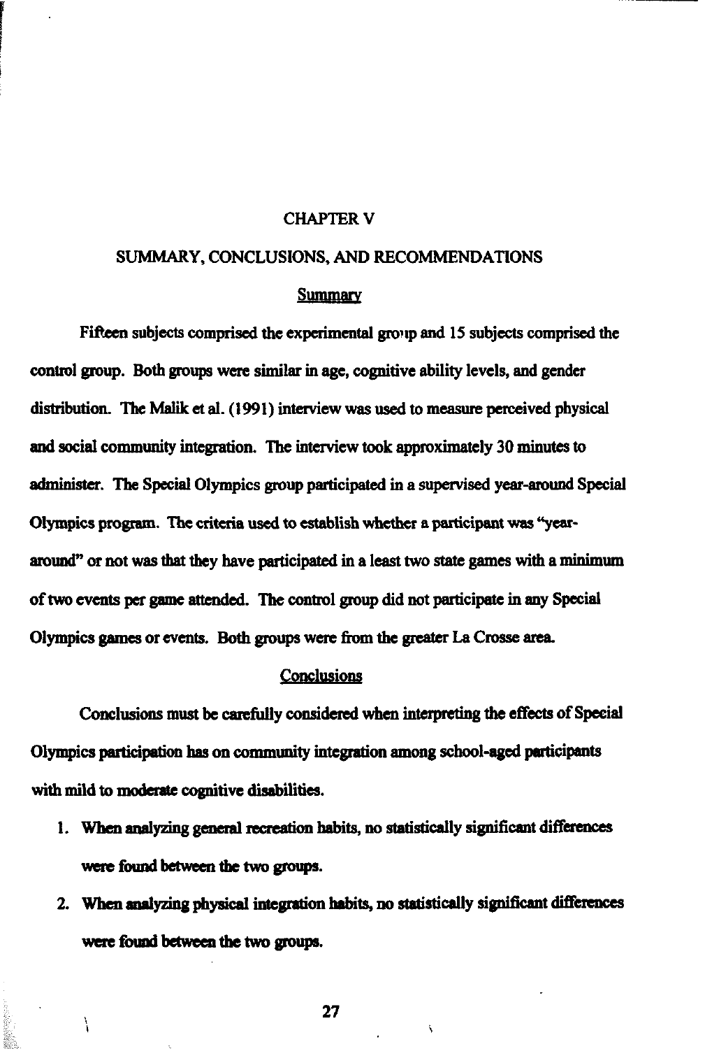# CHAPTER V

# SUMMARY, CONCLUSIONS, AND RECOMMENDATIONS

## Summary

Fifteen subjects comprised the experimental group and 15 subjects comprised the control group. Both groups were similar in age, cognitive ability levels, and gender distribution. The Malik et al. (1991) interview was used to measure perceived physical and social community integration. The interview took approximately 30 minutes to administer. The Special Olympics group participated in a supervised year-around Special Olympics program. The criteria used to establish whether a participant was "year-around" or not was that they have participated in a least two state games with a minimum of two events per game attended. The control group did not participate in any Special Olympics games or events. Both groups were from the greater La Crosse area.

## Conclusions

Conclusions must be carefully considered when interpreting the effects of Special Olympics participation has on community integration among school-aged participants with mild to moderate cognitive disabilities.

1. When analyzing general recreation habits, no statistically significant differences were found between the two groups.
2. When analyzing physical integration habits, no statistically significant differences were found between the two groups.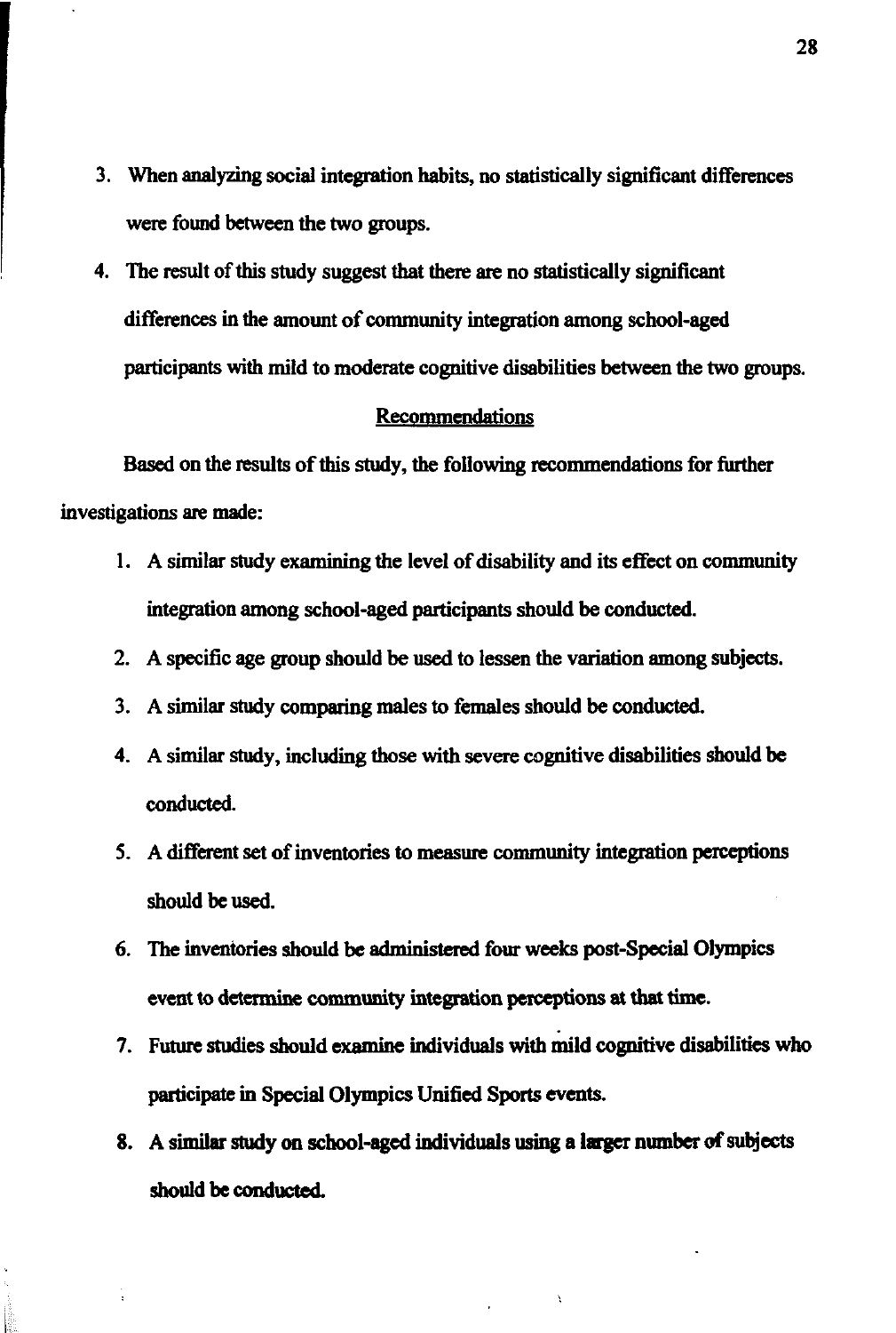3. When analyzing social integration habits, no statistically significant differences were found between the two groups.
4. The result of this study suggest that there are no statistically significant differences in the amount of community integration among school-aged participants with mild to moderate cognitive disabilities between the two groups.

## Recommendations

Based on the results of this study, the following recommendations for further investigations are made:

1. A similar study examining the level of disability and its effect on community integration among school-aged participants should be conducted.
2. A specific age group should be used to lessen the variation among subjects.
3. A similar study comparing males to females should be conducted.
4. A similar study, including those with severe cognitive disabilities should be conducted.
5. A different set of inventories to measure community integration perceptions should be used.
6. The inventories should be administered four weeks post-Special Olympics event to determine community integration perceptions at that time.
7. Future studies should examine individuals with mild cognitive disabilities who participate in Special Olympics Unified Sports events.
8. A similar study on school-aged individuals using a larger number of subjects should be conducted.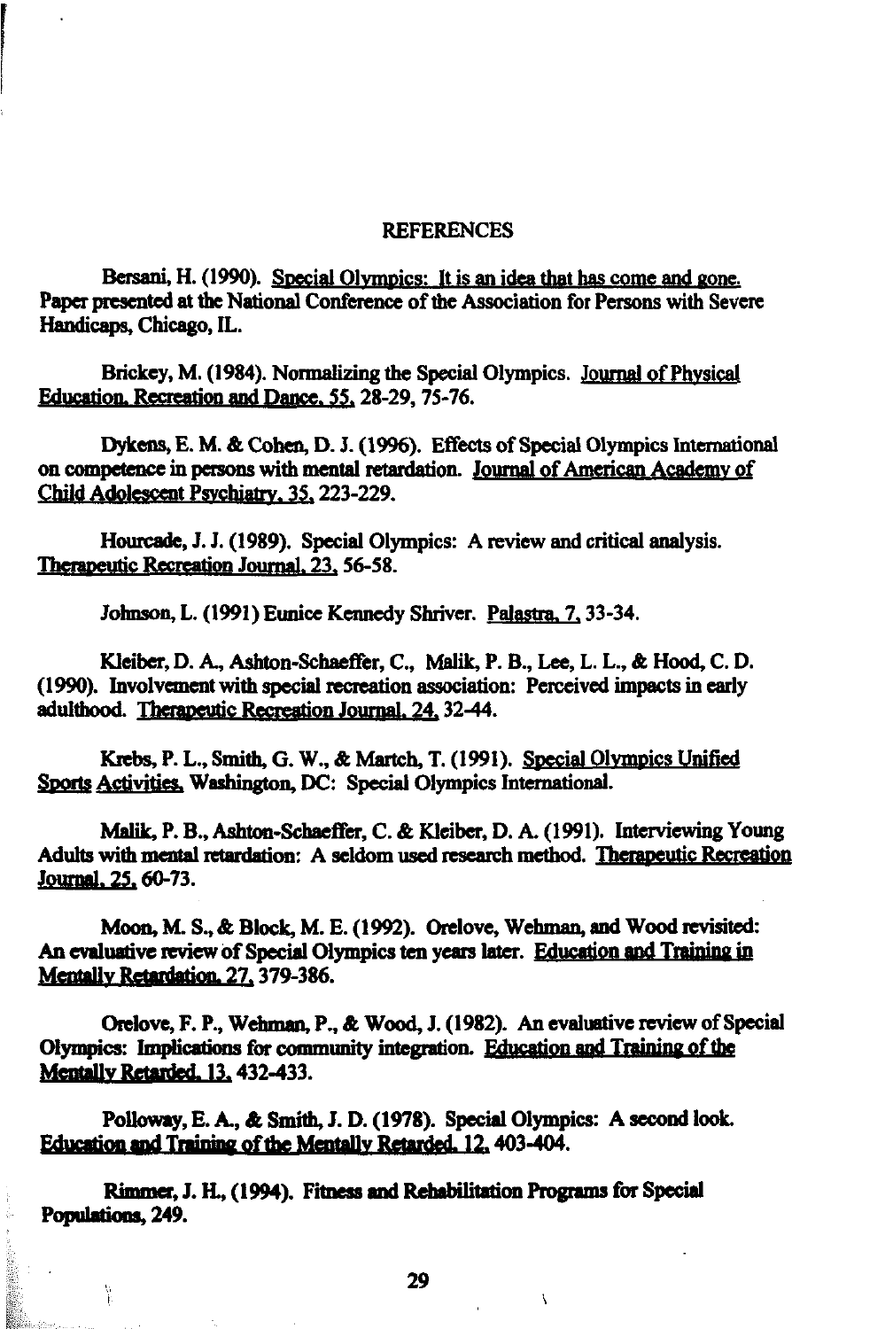# REFERENCES

Bersani, H. (1990). Special Olympics: It is an idea that has come and gone. Paper presented at the National Conference of the Association for Persons with Severe Handicaps, Chicago, IL.

Brickey, M. (1984). Normalizing the Special Olympics. Journal of Physical Education, Recreation and Dance, 55, 28-29, 75-76.

Dykens, E. M. & Cohen, D. J. (1996). Effects of Special Olympics International on competence in persons with mental retardation. Journal of American Academy of Child Adolescent Psychiatry, 35, 223-229.

Hourcade, J. J. (1989). Special Olympics: A review and critical analysis. Therapeutic Recreation Journal, 23, 56-58.

Johnson, L. (1991) Eunice Kennedy Shriver. Palastra, 7, 33-34.

Kleiber, D. A., Ashton-Schaeffer, C., Malik, P. B., Lee, L. L., & Hood, C. D. (1990). Involvement with special recreation association: Perceived impacts in early adulthood. Therapeutic Recreation Journal, 24, 32-44.

Krebs, P. L., Smith, G. W., & Martch, T. (1991). Special Olympics Unified Sports Activities. Washington, DC: Special Olympics International.

Malik, P. B., Ashton-Schaeffer, C. & Kleiber, D. A. (1991). Interviewing Young Adults with mental retardation: A seldom used research method. Therapeutic Recreation Journal, 25, 60-73.

Moon, M. S., & Block, M. E. (1992). Orelove, Wehman, and Wood revisited: An evaluative review of Special Olympics ten years later. Education and Training in Mentally Retardation, 27, 379-386.

Orelove, F. P., Wehman, P., & Wood, J. (1982). An evaluative review of Special Olympics: Implications for community integration. Education and Training of the Mentally Retarded, 13, 432-433.

Polloway, E. A., & Smith, J. D. (1978). Special Olympics: A second look. Education and Training of the Mentally Retarded, 12, 403-404.

Rimmer, J. H., (1994). Fitness and Rehabilitation Programs for Special Populations, 249.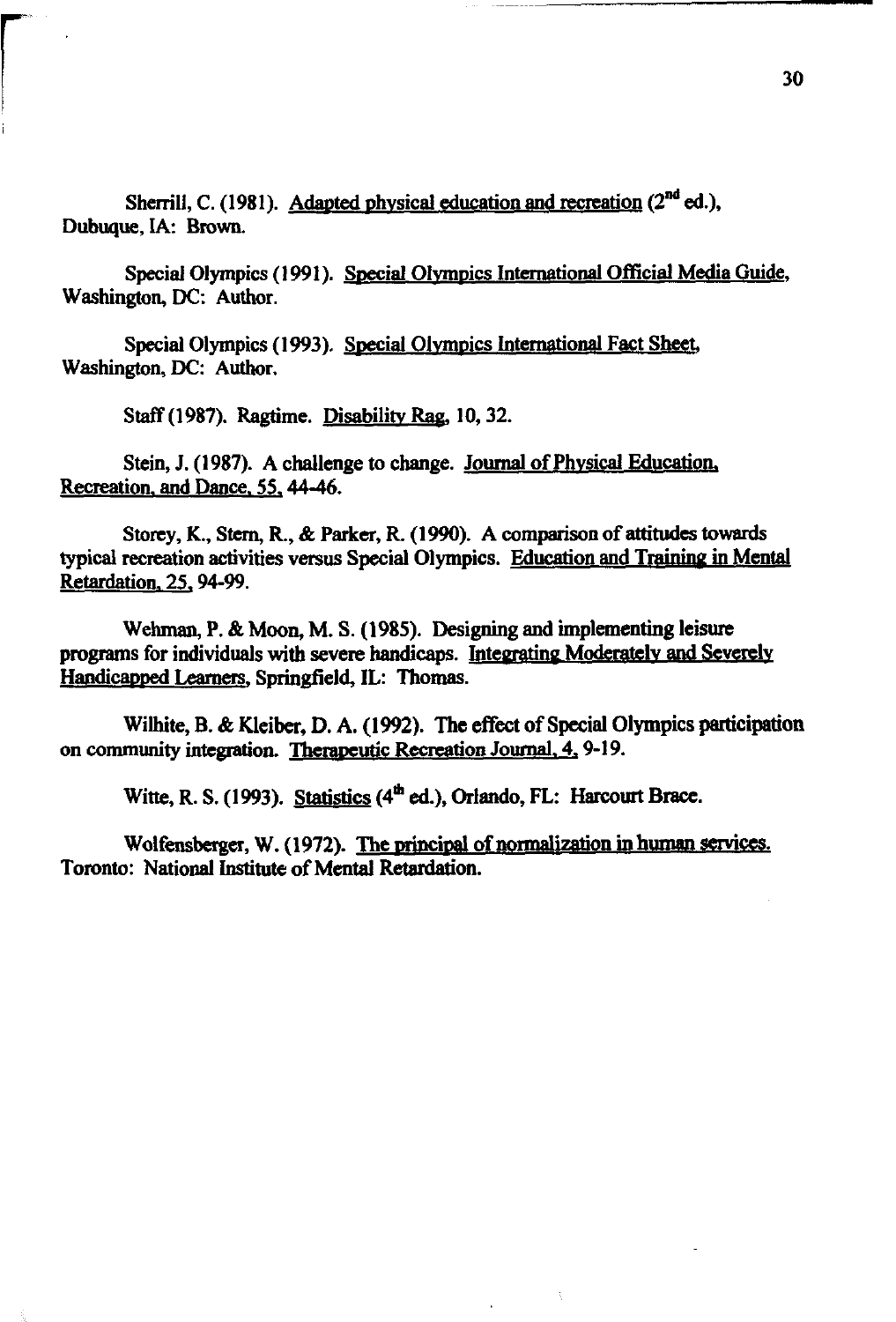Sherrill, C. (1981). Adapted physical education and recreation (2nd ed.), Dubuque, IA: Brown.

Special Olympics (1991). Special Olympics International Official Media Guide, Washington, DC: Author.

Special Olympics (1993). Special Olympics International Fact Sheet, Washington, DC: Author.

Staff (1987). Ragtime. Disability Rag, 10, 32.

Stein, J. (1987). A challenge to change. Journal of Physical Education, Recreation, and Dance, 55, 44-46.

Storey, K., Stern, R., & Parker, R. (1990). A comparison of attitudes towards typical recreation activities versus Special Olympics. Education and Training in Mental Retardation, 25, 94-99.

Wehman, P. & Moon, M. S. (1985). Designing and implementing leisure programs for individuals with severe handicaps. Integrating Moderately and Severely Handicapped Learners, Springfield, IL: Thomas.

Wilhite, B. & Kleiber, D. A. (1992). The effect of Special Olympics participation on community integration. Therapeutic Recreation Journal, 4, 9-19.

Witte, R. S. (1993). Statistics (4th ed.), Orlando, FL: Harcourt Brace.

Wolfensberger, W. (1972). The principal of normalization in human services. Toronto: National Institute of Mental Retardation.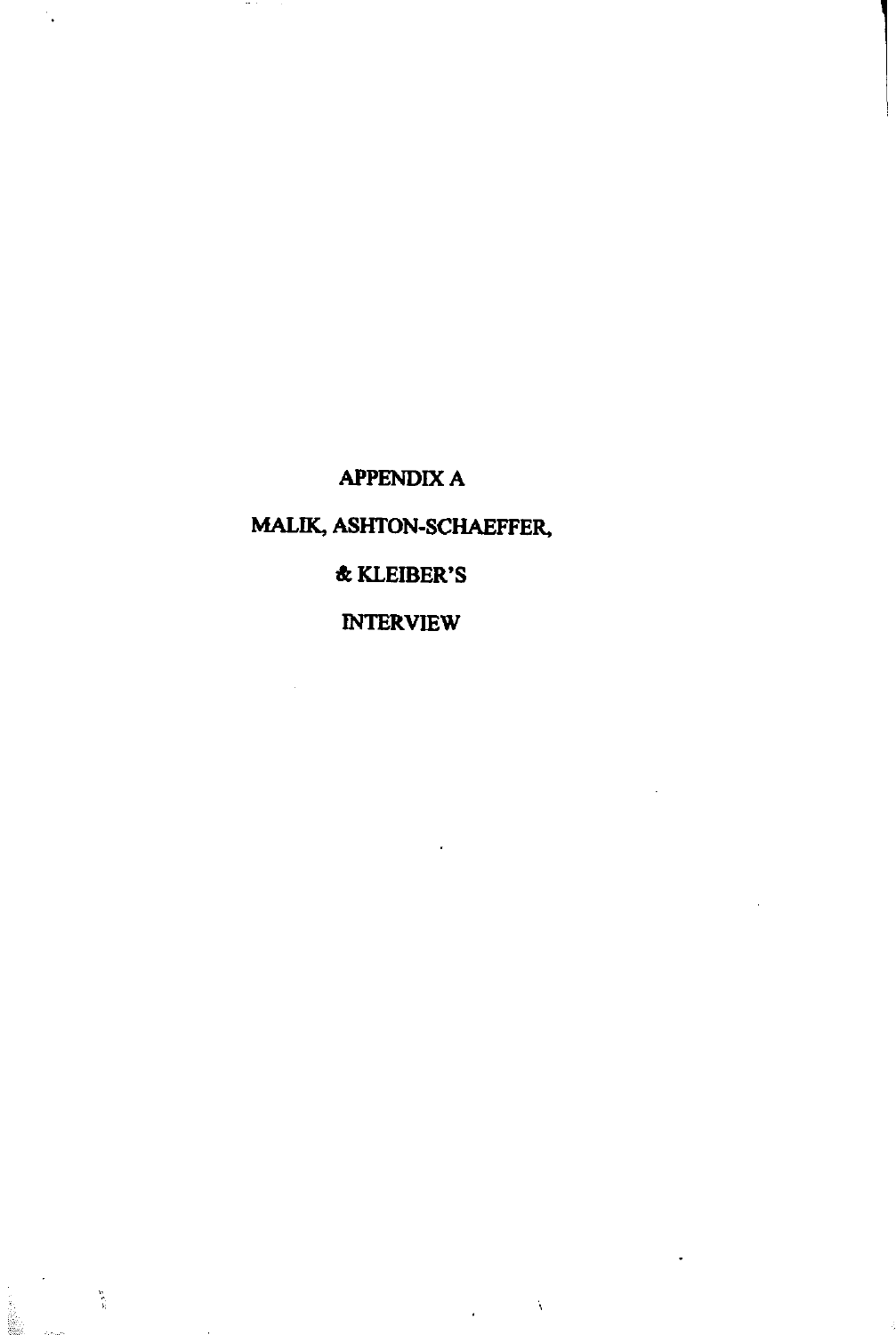# APPENDIX A

# MALIK, ASHTON-SCHAEFFER, & KLEIBER'S INTERVIEW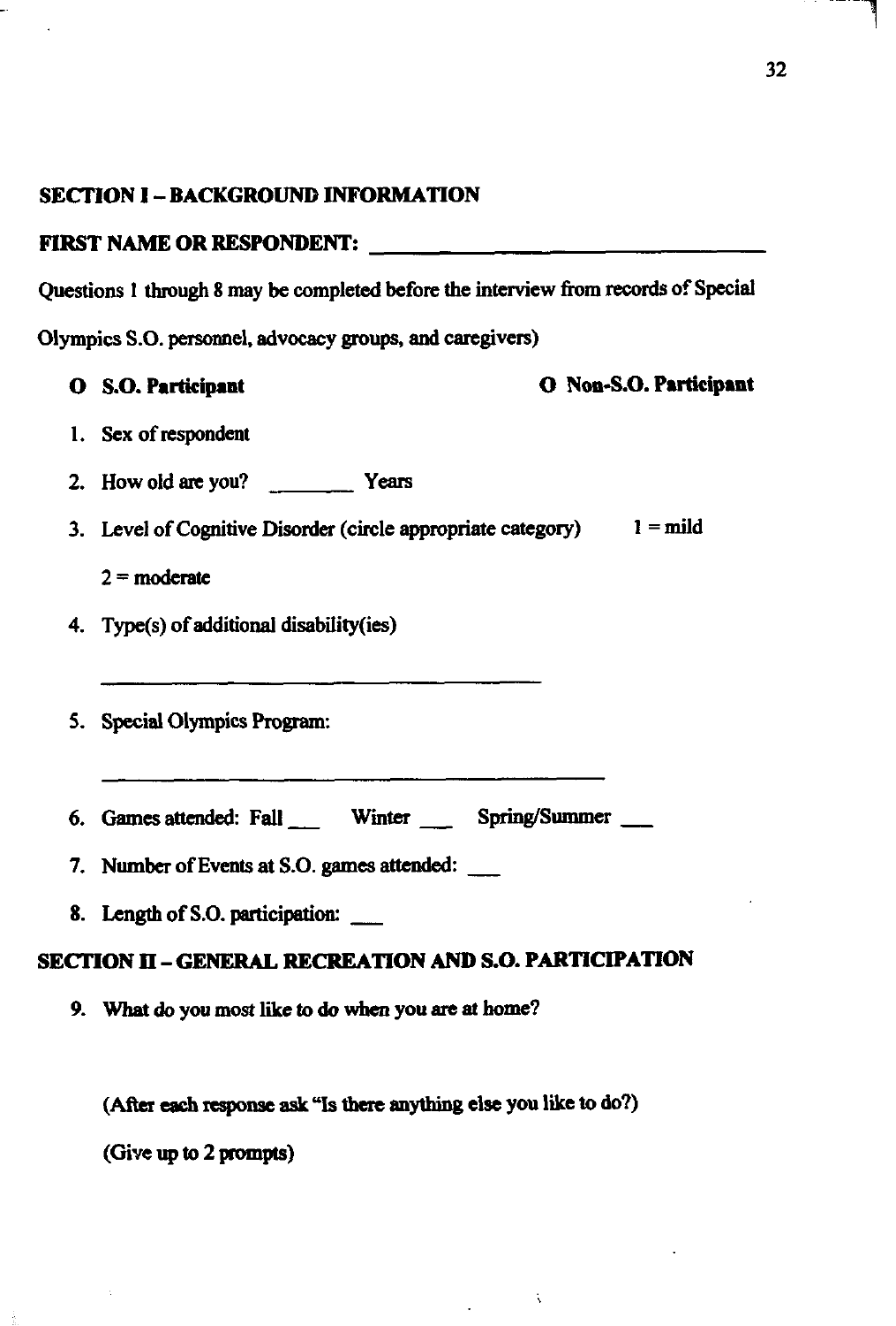## SECTION I – BACKGROUND INFORMATION

**FIRST NAME OR RESPONDENT: ________________________________**

Questions 1 through 8 may be completed before the interview from records of Special Olympics S.O. personnel, advocacy groups, and caregivers)

**O S.O. Participant** **O Non-S.O. Participant**

1. Sex of respondent
2. How old are you? _______ Years
3. Level of Cognitive Disorder (circle appropriate category) 1 = mild

   2 = moderate

4. Type(s) of additional disability(ies)

   ________________________________________

5. Special Olympics Program:

   ________________________________________

6. Games attended: Fall ___ Winter ___ Spring/Summer ___
7. Number of Events at S.O. games attended: ___
8. Length of S.O. participation: ___

## SECTION II – GENERAL RECREATION AND S.O. PARTICIPATION

9. What do you most like to do when you are at home?

   (After each response ask "Is there anything else you like to do?)

   (Give up to 2 prompts)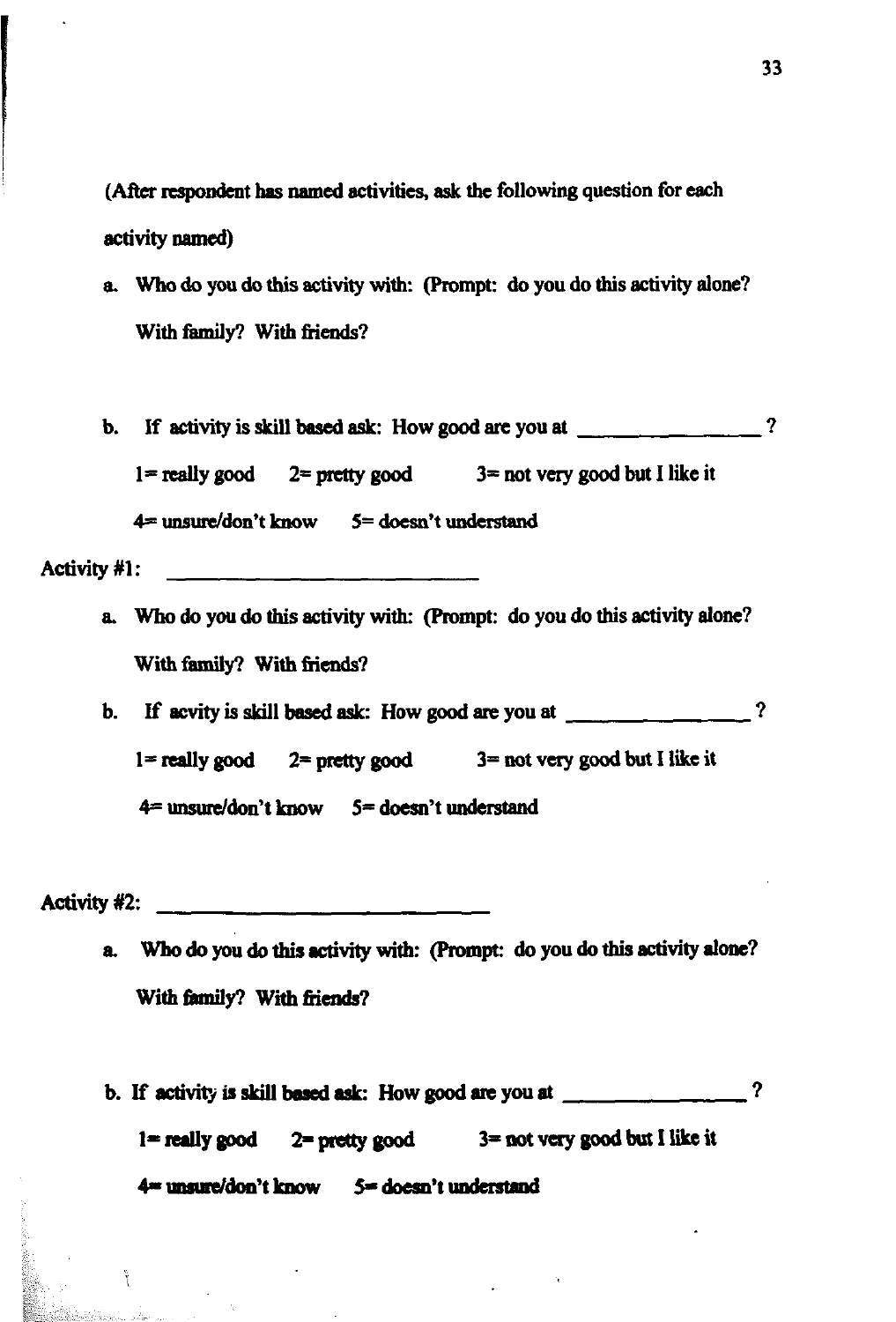(After respondent has named activities, ask the following question for each activity named)

a. Who do you do this activity with: (Prompt: do you do this activity alone? With family? With friends?

b. If activity is skill based ask: How good are you at _______________ ?

   1= really good  2= pretty good  3= not very good but I like it

   4= unsure/don't know  5= doesn't understand

Activity #1: ___________________________

a. Who do you do this activity with: (Prompt: do you do this activity alone? With family? With friends?

b. If acvity is skill based ask: How good are you at _______________ ?

   1= really good  2= pretty good  3= not very good but I like it

   4= unsure/don't know  5= doesn't understand

Activity #2: ___________________________

a. Who do you do this activity with: (Prompt: do you do this activity alone? With family? With friends?

b. If activity is skill based ask: How good are you at _______________ ?

   1= really good  2= pretty good  3= not very good but I like it

   4= unsure/don't know  5= doesn't understand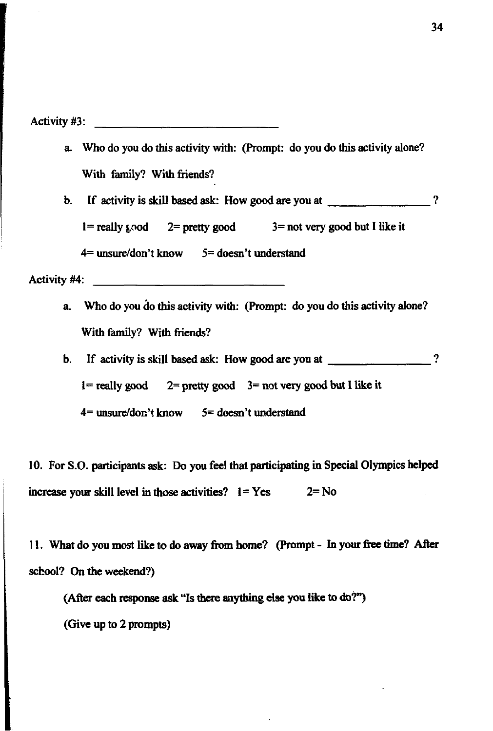Activity #3: ______________________________

a. Who do you do this activity with: (Prompt: do you do this activity alone? With family? With friends?

b. If activity is skill based ask: How good are you at ________________ ?

   1= really good   2= pretty good   3= not very good but I like it

   4= unsure/don't know   5= doesn't understand

Activity #4: ______________________________

a. Who do you do this activity with: (Prompt: do you do this activity alone? With family? With friends?

b. If activity is skill based ask: How good are you at ________________ ?

   1= really good   2= pretty good   3= not very good but I like it

   4= unsure/don't know   5= doesn't understand

10. For S.O. participants ask: Do you feel that participating in Special Olympics helped increase your skill level in those activities?   1= Yes   2= No

11. What do you most like to do away from home? (Prompt - In your free time? After school? On the weekend?)

   (After each response ask "Is there anything else you like to do?")

   (Give up to 2 prompts)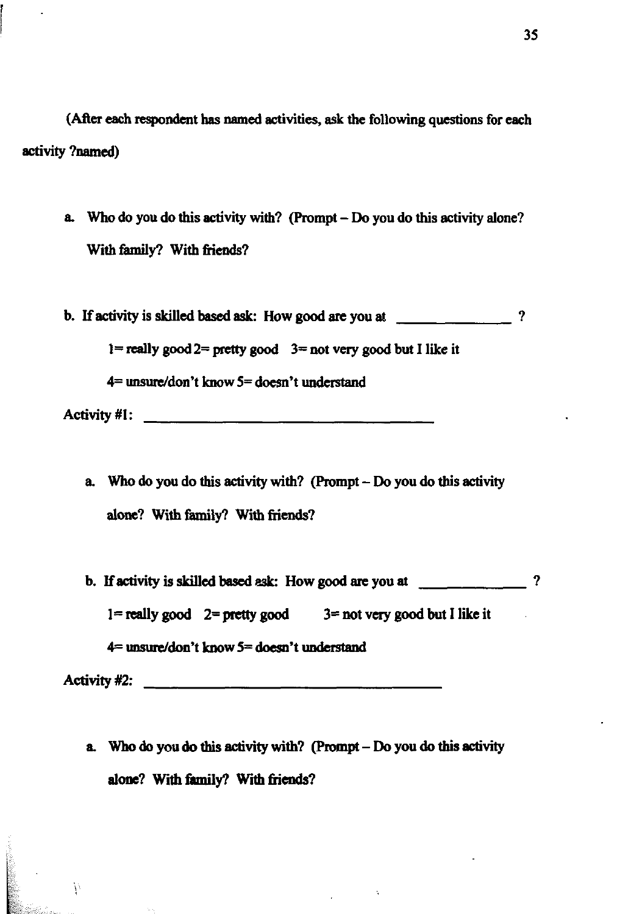(After each respondent has named activities, ask the following questions for each activity ?named)

a. Who do you do this activity with? (Prompt – Do you do this activity alone? With family? With friends?

b. If activity is skilled based ask: How good are you at _______________ ?

   1= really good 2= pretty good   3= not very good but I like it

   4= unsure/don't know 5= doesn't understand

Activity #1: ________________________________________

   a. Who do you do this activity with? (Prompt – Do you do this activity alone? With family? With friends?

   b. If activity is skilled based ask: How good are you at ______________ ?

      1= really good   2= pretty good   3= not very good but I like it

      4= unsure/don't know 5= doesn't understand

Activity #2: ________________________________________

   a. Who do you do this activity with? (Prompt – Do you do this activity alone? With family? With friends?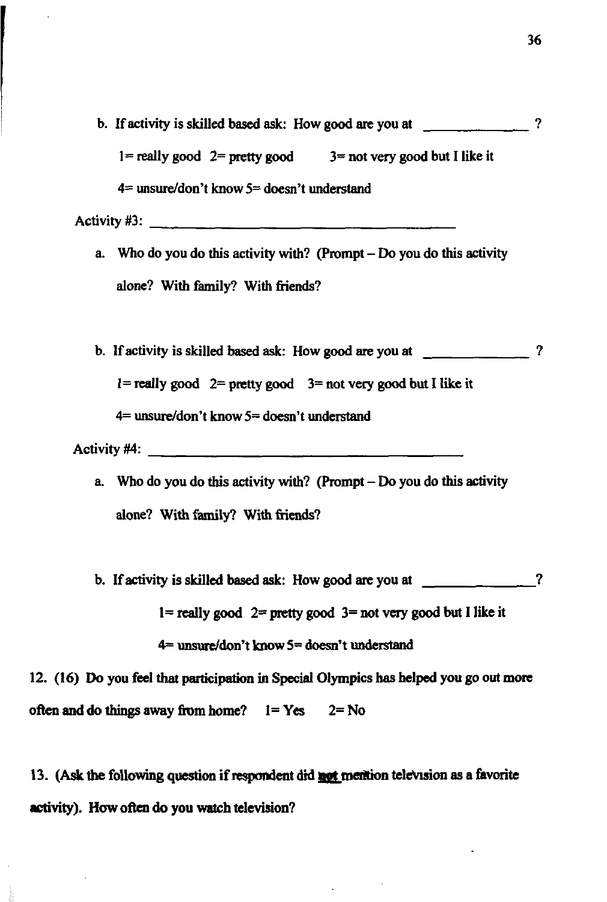b. If activity is skilled based ask: How good are you at \_\_\_\_\_\_\_\_\_\_\_\_\_\_ ?

1= really good 2= pretty good 3= not very good but I like it

4= unsure/don't know 5= doesn't understand

Activity #3: \_\_\_\_\_\_\_\_\_\_\_\_\_\_\_\_\_\_\_\_\_\_\_\_\_\_\_\_\_\_\_\_\_\_\_\_\_\_\_\_

a. Who do you do this activity with? (Prompt – Do you do this activity alone? With family? With friends?

b. If activity is skilled based ask: How good are you at \_\_\_\_\_\_\_\_\_\_\_\_\_\_ ?

1= really good 2= pretty good 3= not very good but I like it

4= unsure/don't know 5= doesn't understand

Activity #4: \_\_\_\_\_\_\_\_\_\_\_\_\_\_\_\_\_\_\_\_\_\_\_\_\_\_\_\_\_\_\_\_\_\_\_\_\_\_\_\_

a. Who do you do this activity with? (Prompt – Do you do this activity alone? With family? With friends?

b. If activity is skilled based ask: How good are you at \_\_\_\_\_\_\_\_\_\_\_\_\_\_ ?

1= really good 2= pretty good 3= not very good but I like it

4= unsure/don't know 5= doesn't understand

**12. (16) Do you feel that participation in Special Olympics has helped you go out more often and do things away from home? 1= Yes 2= No**

**13. (Ask the following question if respondent did <u>not</u> mention television as a favorite activity). How often do you watch television?**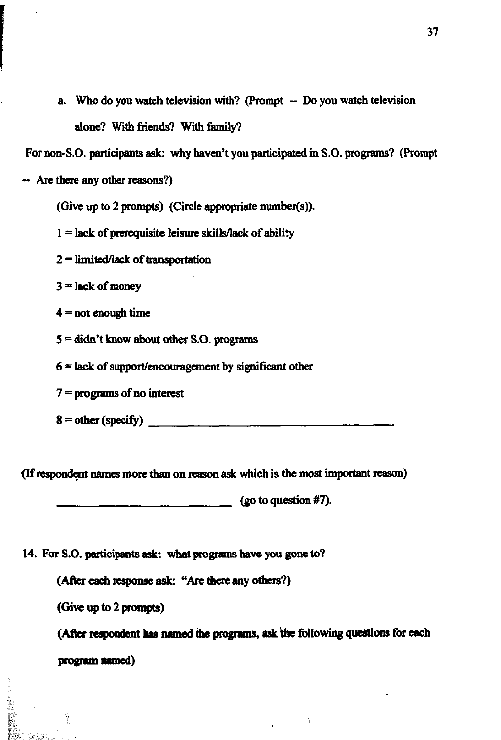a. Who do you watch television with? (Prompt -- Do you watch television alone? With friends? With family?

For non-S.O. participants ask: why haven't you participated in S.O. programs? (Prompt -- Are there any other reasons?)

(Give up to 2 prompts) (Circle appropriate number(s)).

1 = lack of prerequisite leisure skills/lack of ability

2 = limited/lack of transportation

3 = lack of money

4 = not enough time

5 = didn't know about other S.O. programs

6 = lack of support/encouragement by significant other

7 = programs of no interest

8 = other (specify) ______________________________

(If respondent names more than on reason ask which is the most important reason)

______________________________ (go to question #7).

14. For S.O. participants ask: what programs have you gone to?

(After each response ask: "Are there any others?)

(Give up to 2 prompts)

(After respondent has named the programs, ask the following questions for each program named)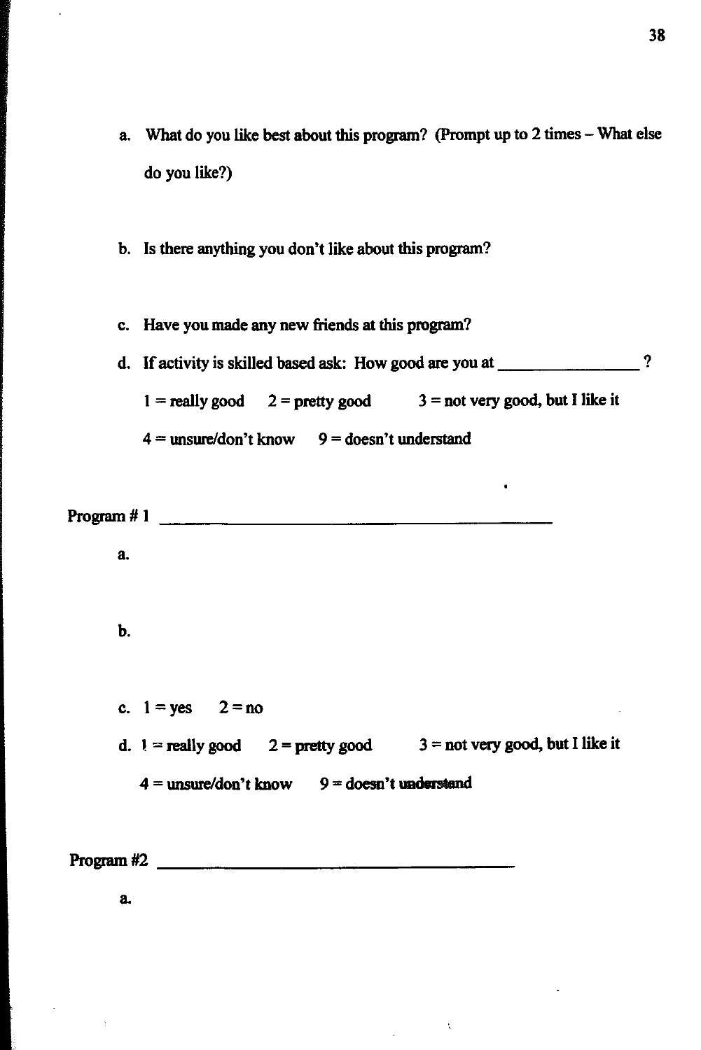a. What do you like best about this program? (Prompt up to 2 times – What else do you like?)

b. Is there anything you don't like about this program?

c. Have you made any new friends at this program?

d. If activity is skilled based ask: How good are you at ________________ ?

   1 = really good    2 = pretty good    3 = not very good, but I like it

   4 = unsure/don't know    9 = doesn't understand

Program # 1 ____________________________________________

a.

b.

c. 1 = yes    2 = no

d. 1 = really good    2 = pretty good    3 = not very good, but I like it

   4 = unsure/don't know    9 = doesn't understand

Program #2 ______________________________________

a.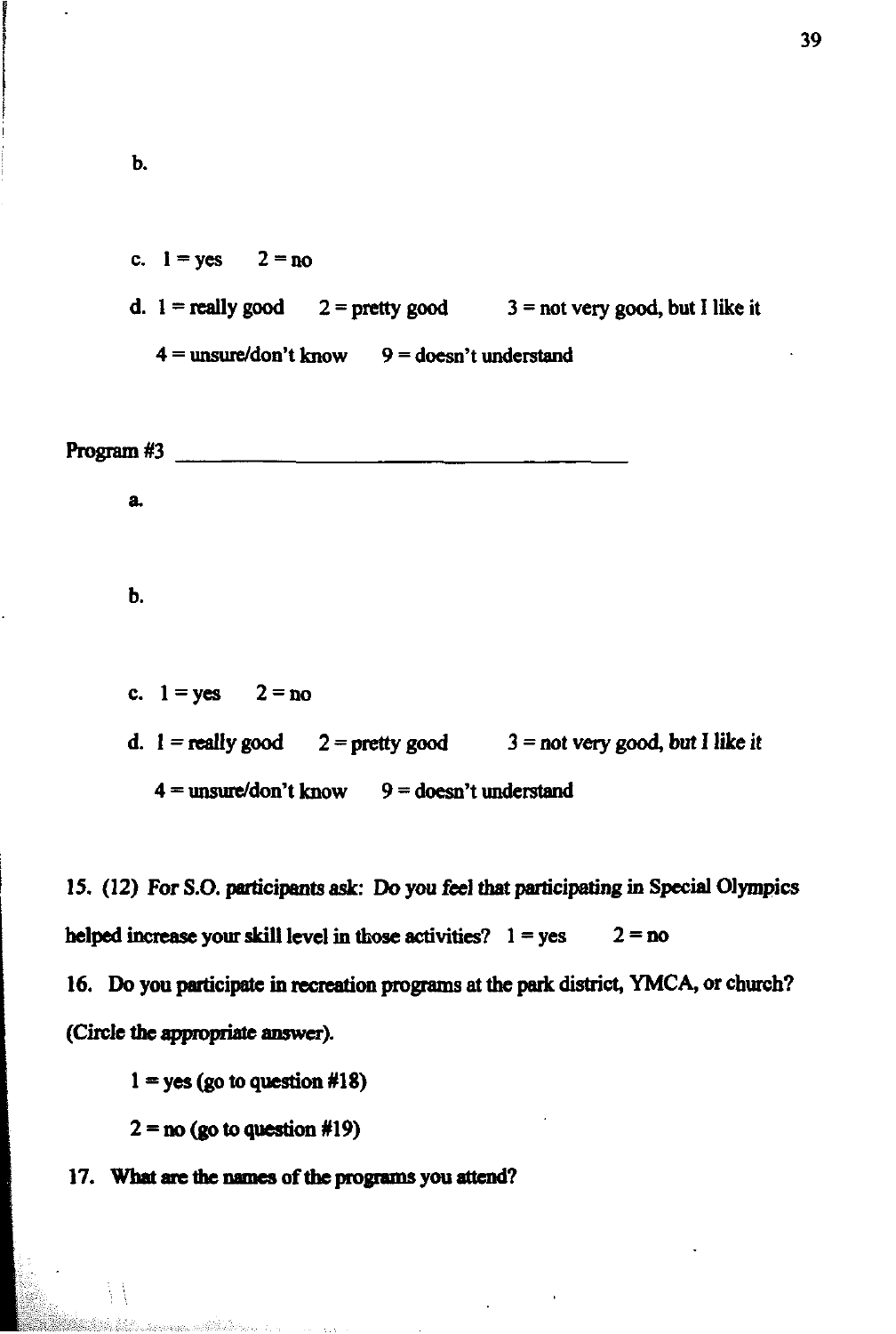b.

c. 1 = yes 2 = no

d. 1 = really good 2 = pretty good 3 = not very good, but I like it

4 = unsure/don't know 9 = doesn't understand

Program #3 ________________________________________

a.

b.

c. 1 = yes 2 = no

d. 1 = really good 2 = pretty good 3 = not very good, but I like it

4 = unsure/don't know 9 = doesn't understand

15. (12) For S.O. participants ask: Do you feel that participating in Special Olympics helped increase your skill level in those activities? 1 = yes 2 = no

16. Do you participate in recreation programs at the park district, YMCA, or church? (Circle the appropriate answer).

1 = yes (go to question #18)

2 = no (go to question #19)

17. What are the names of the programs you attend?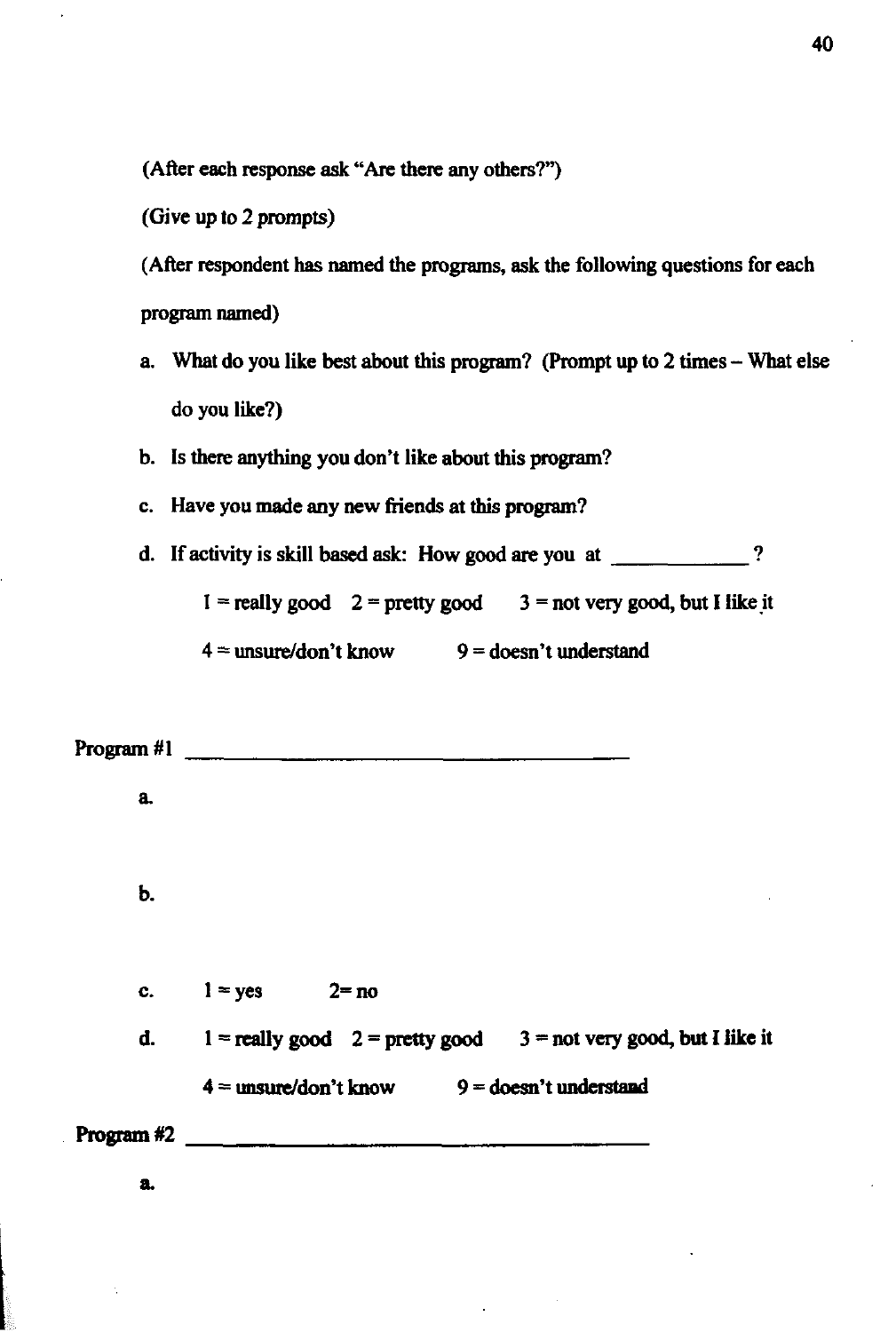(After each response ask "Are there any others?")

(Give up to 2 prompts)

(After respondent has named the programs, ask the following questions for each program named)

a. What do you like best about this program? (Prompt up to 2 times – What else do you like?)
b. Is there anything you don't like about this program?
c. Have you made any new friends at this program?
d. If activity is skill based ask: How good are you at ____________ ?

    1 = really good  2 = pretty good  3 = not very good, but I like it

    4 = unsure/don't know  9 = doesn't understand

Program #1 ______________________________________

a.

b.

c. 1 = yes  2= no

d. 1 = really good  2 = pretty good  3 = not very good, but I like it

    4 = unsure/don't know  9 = doesn't understand

Program #2 ______________________________________

a.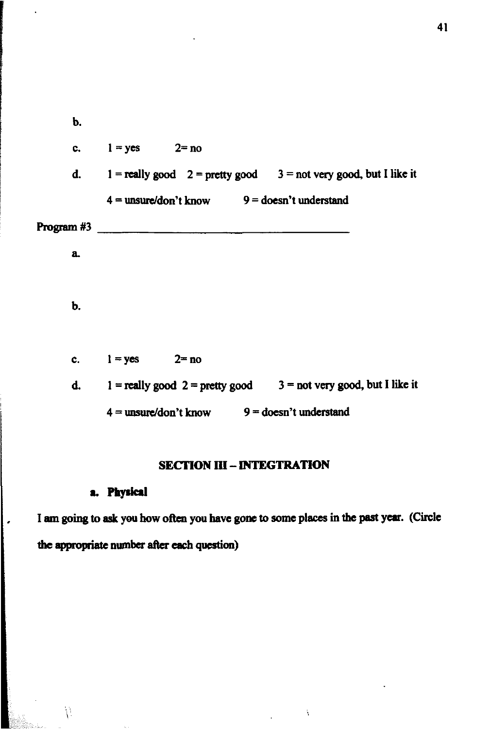b.

c. 1 = yes 2= no

d. 1 = really good 2 = pretty good 3 = not very good, but I like it

4 = unsure/don't know 9 = doesn't understand

Program #3 ________________________________

a.

b.

c. 1 = yes 2= no

d. 1 = really good 2 = pretty good 3 = not very good, but I like it

4 = unsure/don't know 9 = doesn't understand

## SECTION III – INTEGTRATION

### a. Physical

I am going to ask you how often you have gone to some places in the past year. (Circle the appropriate number after each question)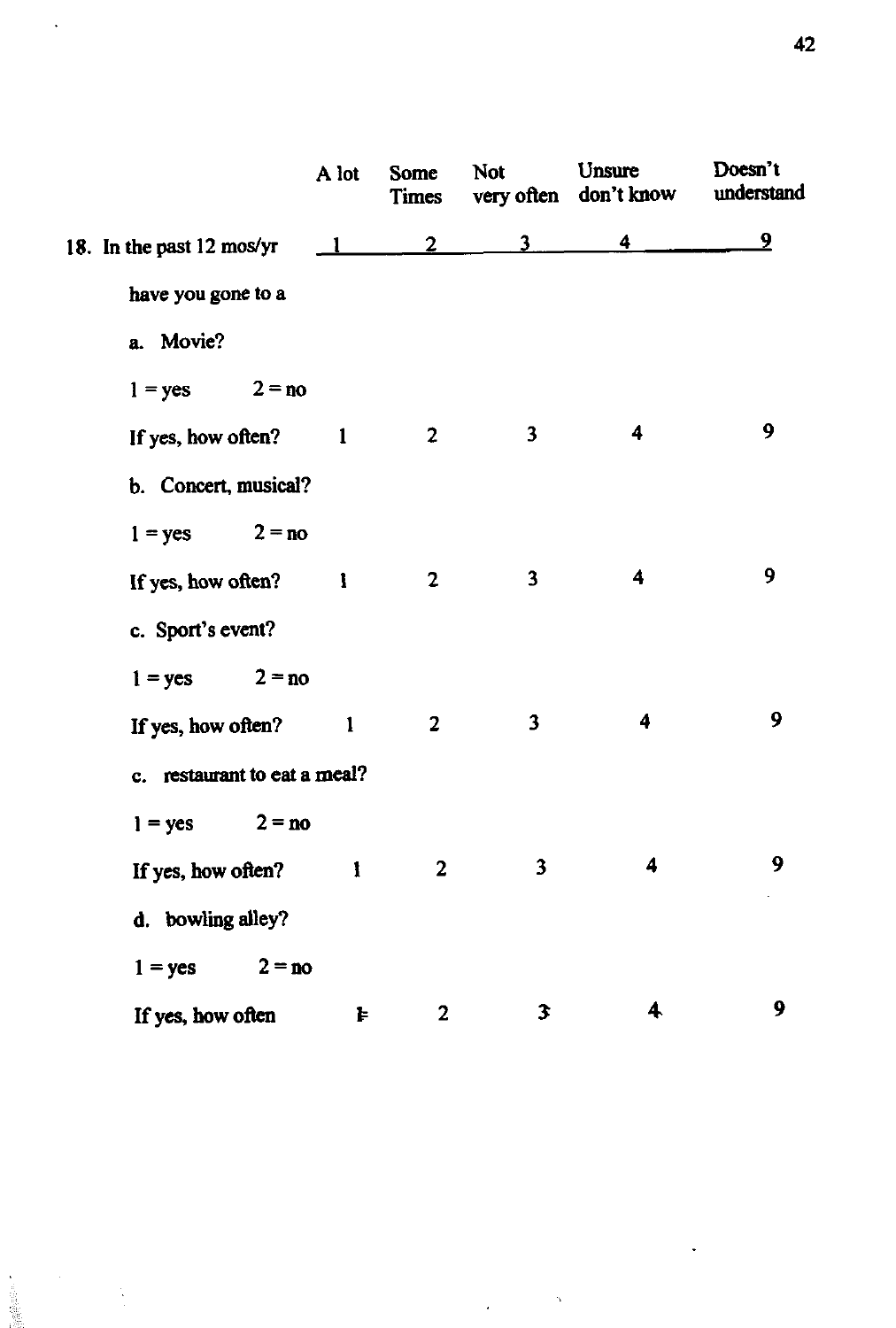|  | A lot | Some Times | Not very often | Unsure don't know | Doesn't understand |
|---|---|---|---|---|---|
| 18. In the past 12 mos/yr | 1 | 2 | 3 | 4 | 9 |
| have you gone to a |  |  |  |  |  |
| a. Movie? |  |  |  |  |  |
| 1 = yes    2 = no |  |  |  |  |  |
| If yes, how often? | 1 | 2 | 3 | 4 | 9 |
| b. Concert, musical? |  |  |  |  |  |
| 1 = yes    2 = no |  |  |  |  |  |
| If yes, how often? | 1 | 2 | 3 | 4 | 9 |
| c. Sport's event? |  |  |  |  |  |
| 1 = yes    2 = no |  |  |  |  |  |
| If yes, how often? | 1 | 2 | 3 | 4 | 9 |
| c. restaurant to eat a meal? |  |  |  |  |  |
| 1 = yes    2 = no |  |  |  |  |  |
| If yes, how often? | 1 | 2 | 3 | 4 | 9 |
| d. bowling alley? |  |  |  |  |  |
| 1 = yes    2 = no |  |  |  |  |  |
| If yes, how often | 1 | 2 | 3 | 4 | 9 |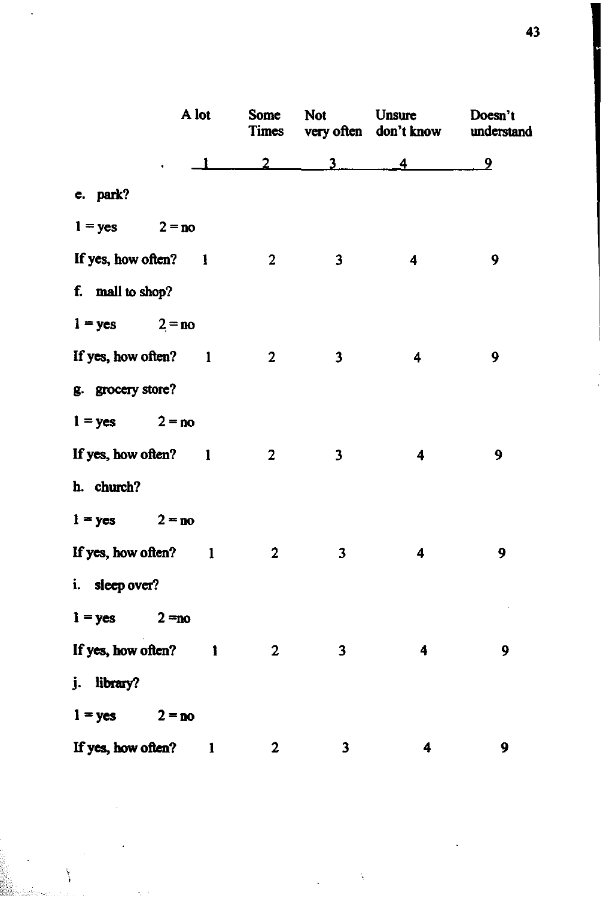| | A lot | Some Times | Not very often | Unsure don't know | Doesn't understand |
|---|---|---|---|---|---|
| | 1 | 2 | 3 | 4 | 9 |

e. park?

1 = yes 2 = no

| If yes, how often? | 1 | 2 | 3 | 4 | 9 |
|---|---|---|---|---|---|

f. mall to shop?

1 = yes 2 = no

| If yes, how often? | 1 | 2 | 3 | 4 | 9 |
|---|---|---|---|---|---|

g. grocery store?

1 = yes 2 = no

| If yes, how often? | 1 | 2 | 3 | 4 | 9 |
|---|---|---|---|---|---|

h. church?

1 = yes 2 = no

| If yes, how often? | 1 | 2 | 3 | 4 | 9 |
|---|---|---|---|---|---|

i. sleep over?

1 = yes 2 =no

| If yes, how often? | 1 | 2 | 3 | 4 | 9 |
|---|---|---|---|---|---|

j. library?

1 = yes 2 = no

| If yes, how often? | 1 | 2 | 3 | 4 | 9 |
|---|---|---|---|---|---|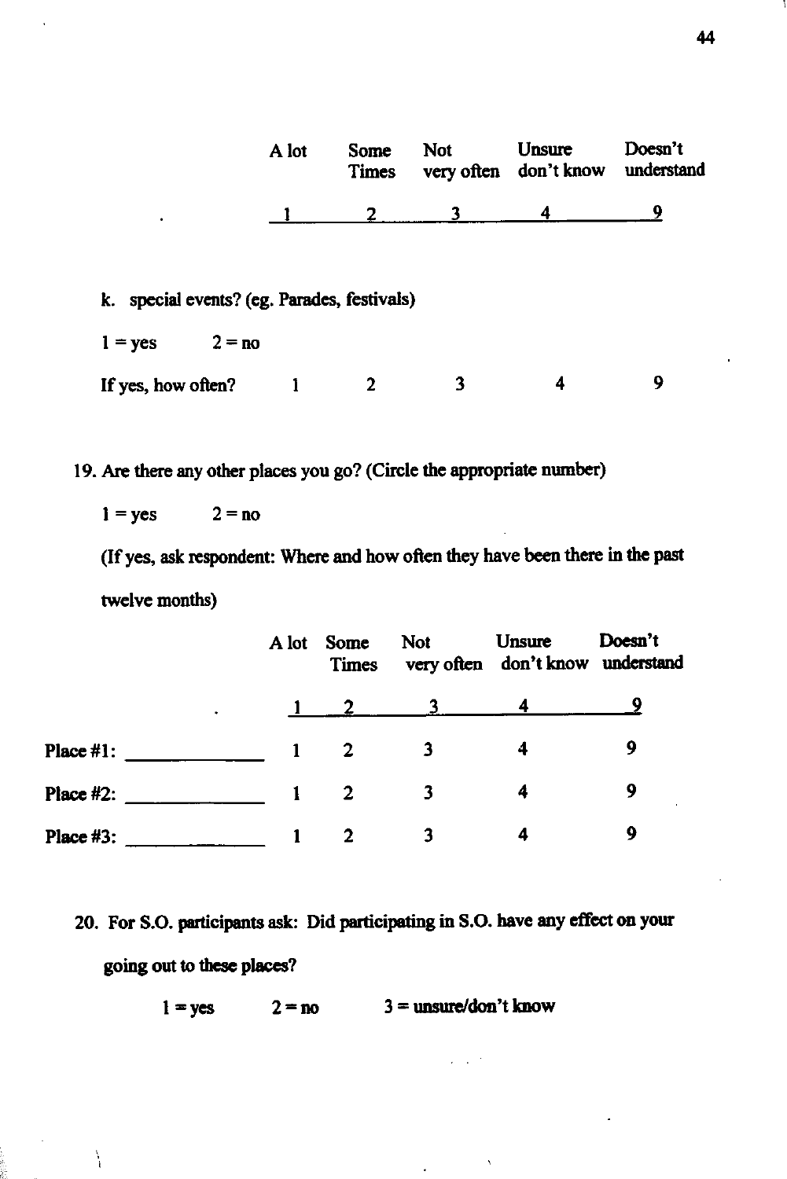| A lot | Some Times | Not very often | Unsure don't know | Doesn't understand |
|---|---|---|---|---|
| 1 | 2 | 3 | 4 | 9 |

k. special events? (eg. Parades, festivals)

1 = yes 2 = no

If yes, how often? 1 2 3 4 9

19. Are there any other places you go? (Circle the appropriate number)

1 = yes 2 = no

(If yes, ask respondent: Where and how often they have been there in the past twelve months)

| | A lot | Some Times | Not very often | Unsure don't know | Doesn't understand |
|---|---|---|---|---|---|
| | 1 | 2 | 3 | 4 | 9 |
| Place #1: ____________ | 1 | 2 | 3 | 4 | 9 |
| Place #2: ____________ | 1 | 2 | 3 | 4 | 9 |
| Place #3: ____________ | 1 | 2 | 3 | 4 | 9 |

20. For S.O. participants ask: Did participating in S.O. have any effect on your going out to these places?

1 = yes 2 = no 3 = unsure/don't know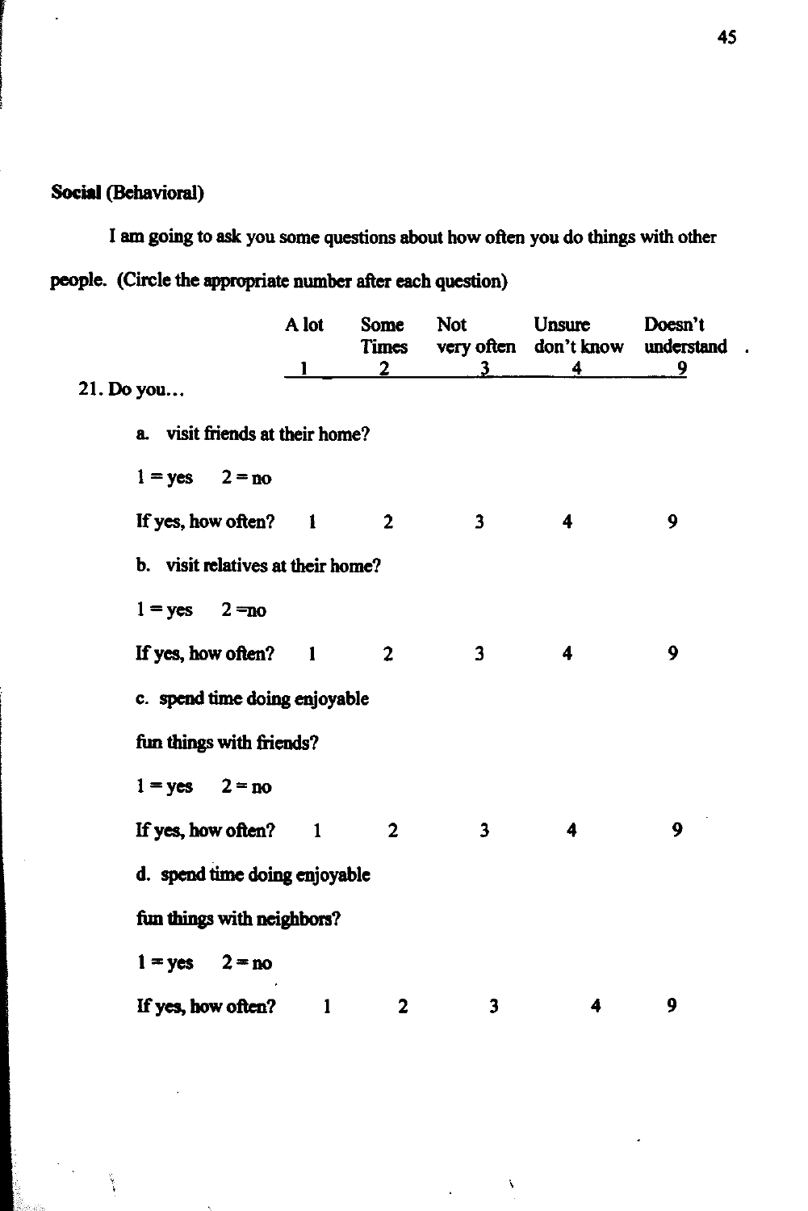**Social (Behavioral)**

I am going to ask you some questions about how often you do things with other people. (Circle the appropriate number after each question)

| | A lot | Some Times | Not very often | Unsure don't know | Doesn't understand |
|---|---|---|---|---|---|
| | 1 | 2 | 3 | 4 | 9 |

21. Do you…

a. visit friends at their home?

1 = yes  2 = no

| If yes, how often? | 1 | 2 | 3 | 4 | 9 |
|---|---|---|---|---|---|

b. visit relatives at their home?

1 = yes  2 = no

| If yes, how often? | 1 | 2 | 3 | 4 | 9 |
|---|---|---|---|---|---|

c. spend time doing enjoyable fun things with friends?

1 = yes  2 = no

| If yes, how often? | 1 | 2 | 3 | 4 | 9 |
|---|---|---|---|---|---|

d. spend time doing enjoyable fun things with neighbors?

1 = yes  2 = no

| If yes, how often? | 1 | 2 | 3 | 4 | 9 |
|---|---|---|---|---|---|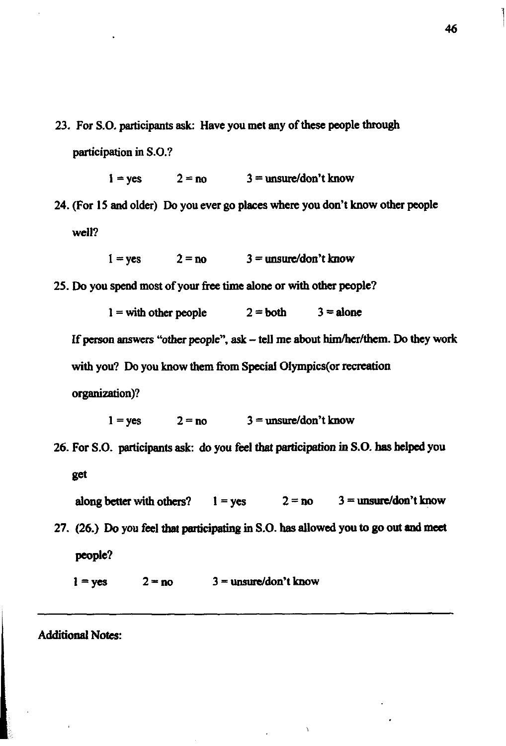23. For S.O. participants ask: Have you met any of these people through participation in S.O.?

    1 = yes 2 = no 3 = unsure/don't know

24. (For 15 and older) Do you ever go places where you don't know other people well?

    1 = yes 2 = no 3 = unsure/don't know

25. Do you spend most of your free time alone or with other people?

    1 = with other people 2 = both 3 = alone

    If person answers "other people", ask – tell me about him/her/them. Do they work with you? Do you know them from Special Olympics(or recreation organization)?

    1 = yes 2 = no 3 = unsure/don't know

26. For S.O. participants ask: do you feel that participation in S.O. has helped you get

    along better with others? 1 = yes 2 = no 3 = unsure/don't know

27. (26.) Do you feel that participating in S.O. has allowed you to go out and meet people?

    1 = yes 2 = no 3 = unsure/don't know

---

Additional Notes: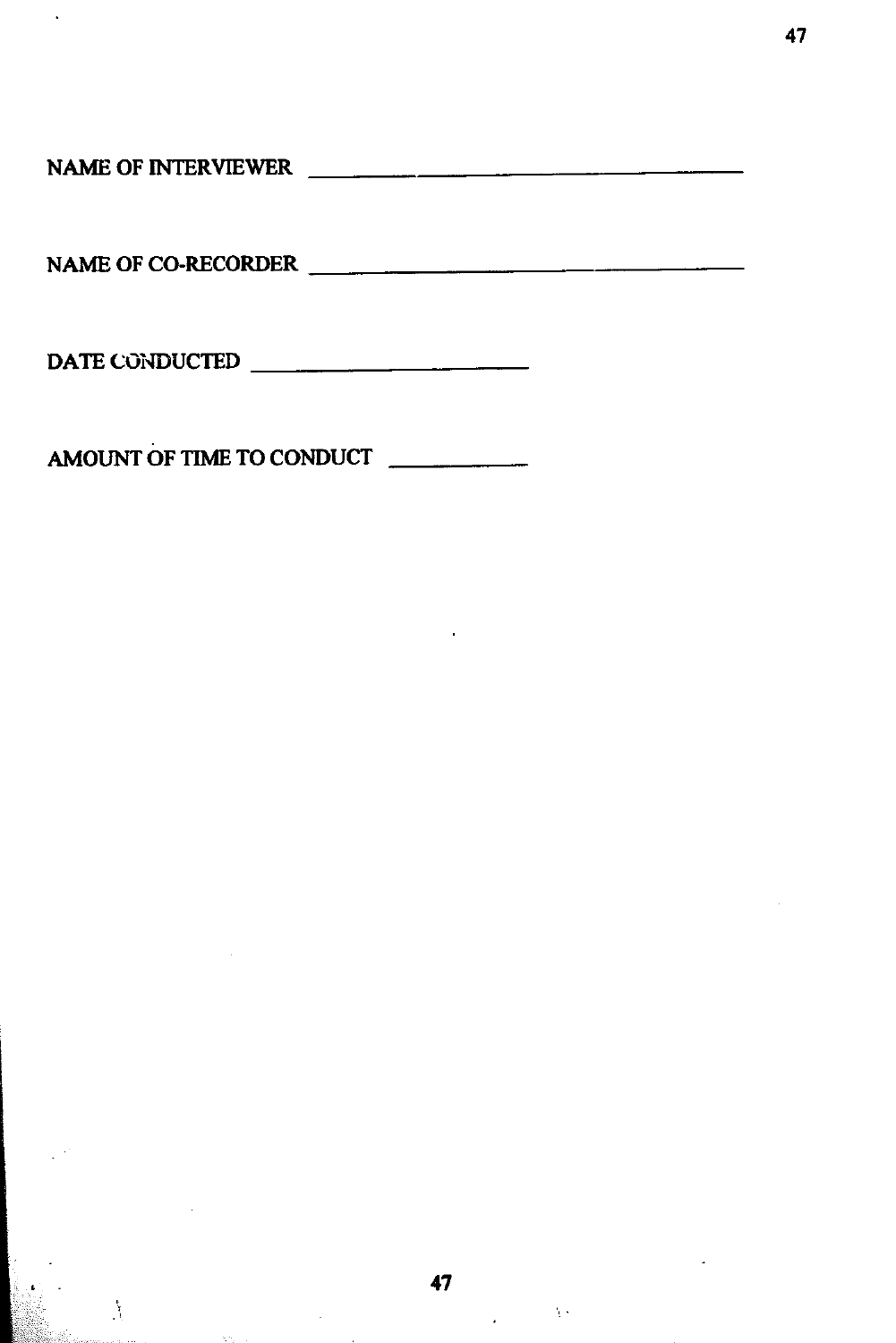NAME OF INTERVIEWER ______________________________

NAME OF CO-RECORDER ______________________________

DATE CONDUCTED ____________________

AMOUNT OF TIME TO CONDUCT __________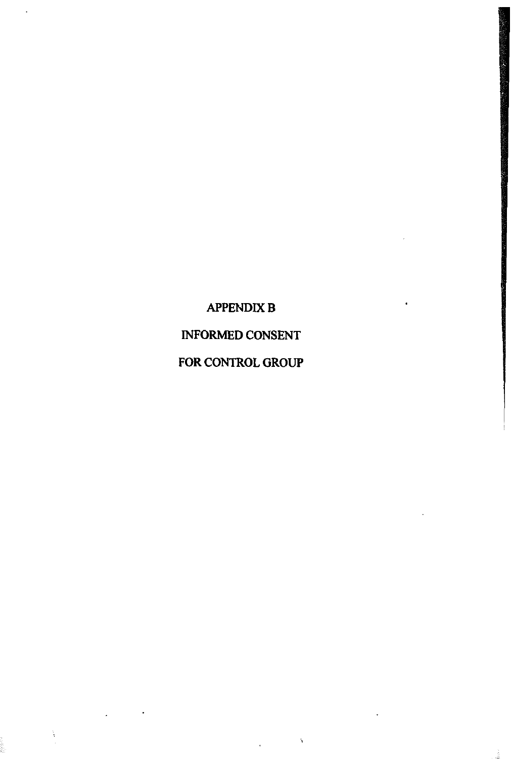# APPENDIX B

# INFORMED CONSENT

# FOR CONTROL GROUP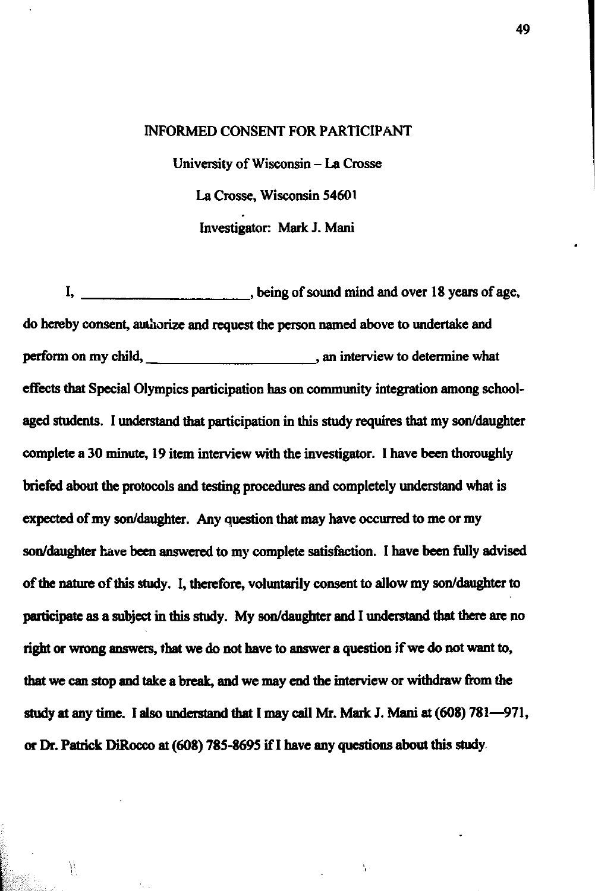# INFORMED CONSENT FOR PARTICIPANT

University of Wisconsin – La Crosse

La Crosse, Wisconsin 54601

Investigator: Mark J. Mani

I, _______________________, being of sound mind and over 18 years of age, do hereby consent, authorize and request the person named above to undertake and perform on my child, _______________________, an interview to determine what effects that Special Olympics participation has on community integration among school-aged students. I understand that participation in this study requires that my son/daughter complete a 30 minute, 19 item interview with the investigator. I have been thoroughly briefed about the protocols and testing procedures and completely understand what is expected of my son/daughter. Any question that may have occurred to me or my son/daughter have been answered to my complete satisfaction. I have been fully advised of the nature of this study. I, therefore, voluntarily consent to allow my son/daughter to participate as a subject in this study. My son/daughter and I understand that there are no right or wrong answers, that we do not have to answer a question if we do not want to, that we can stop and take a break, and we may end the interview or withdraw from the study at any time. I also understand that I may call Mr. Mark J. Mani at (608) 781—971, or Dr. Patrick DiRocco at (608) 785-8695 if I have any questions about this study.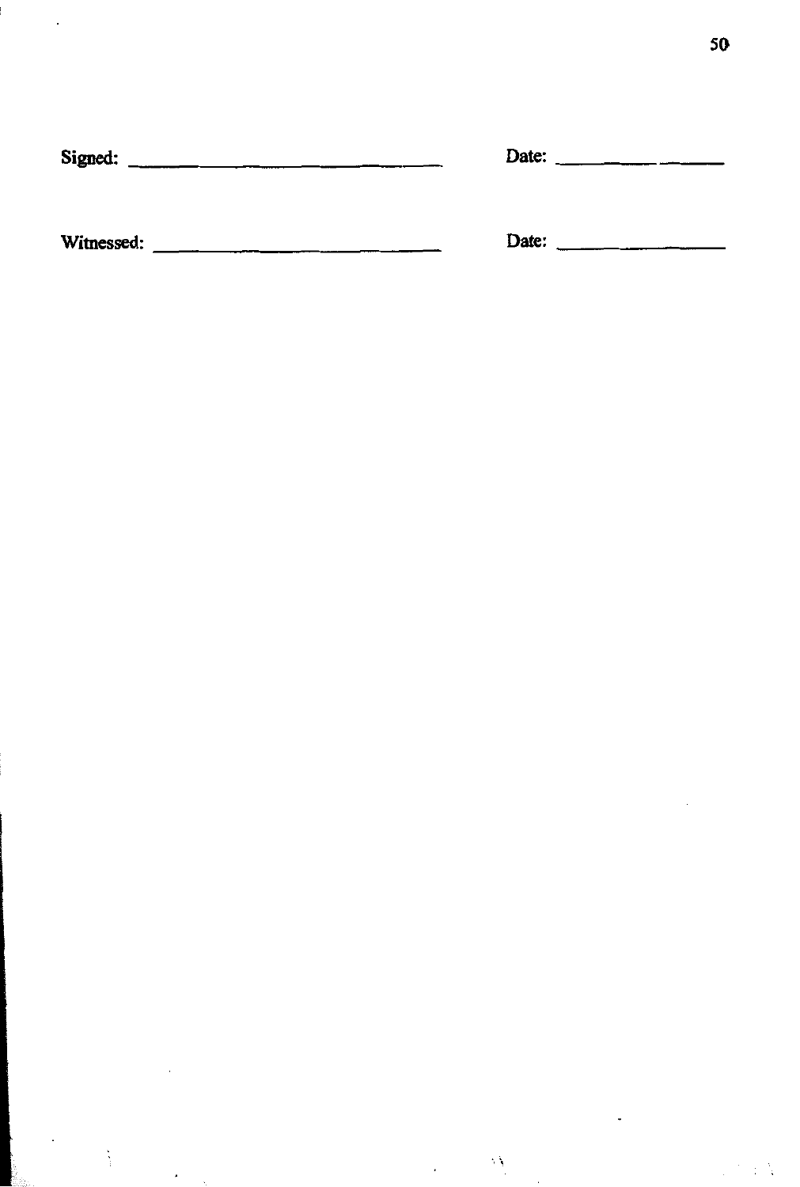Signed: ______________________________ Date: ______________

Witnessed: ____________________________ Date: ______________